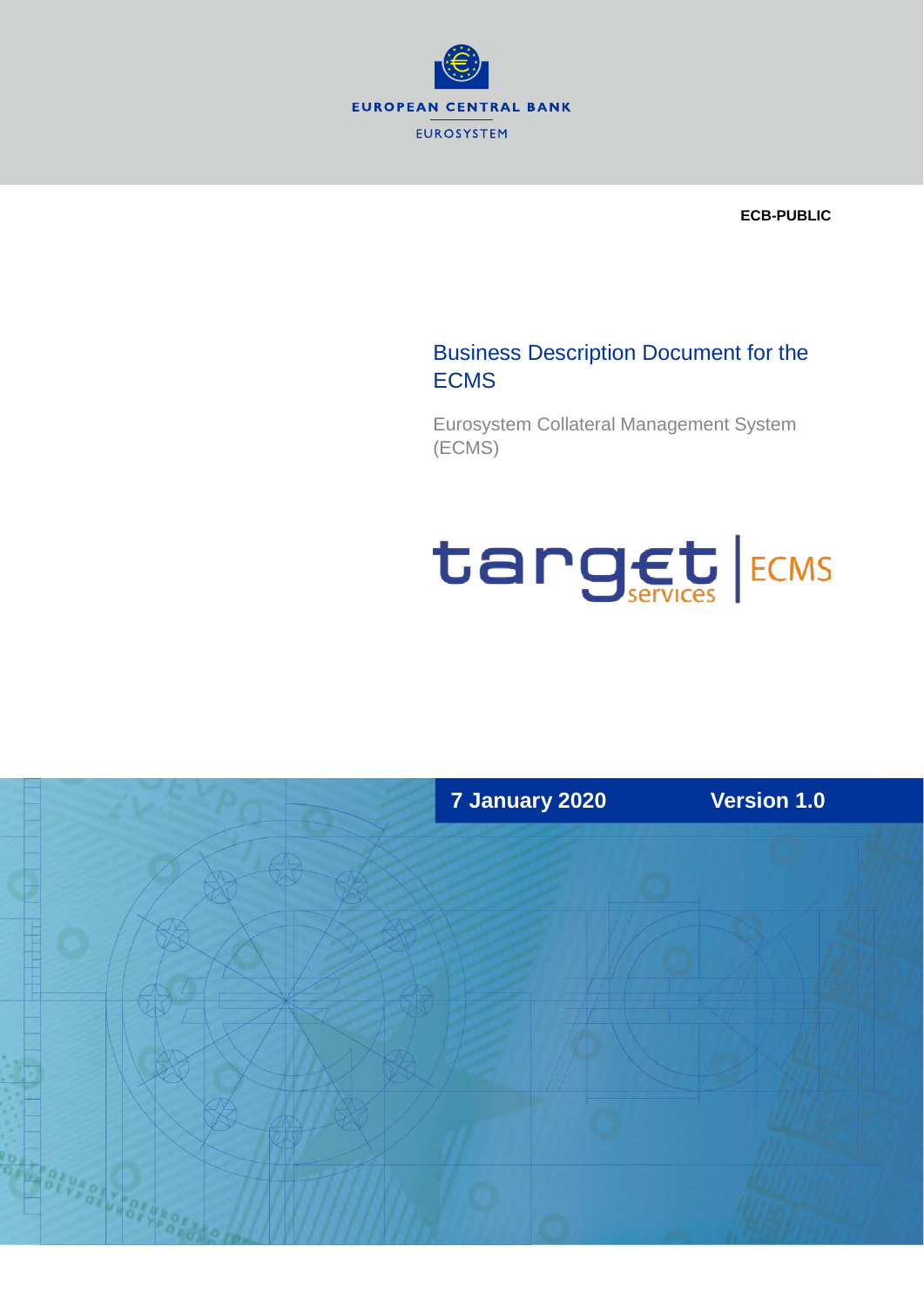EUROPEAN CENTRAL BANK

EUROSYSTEM

**ECB-PUBLIC**

# Business Description Document for the ECMS

Eurosystem Collateral Management System (ECMS)

target services | ECMS

**7 January 2020** **Version 1.0**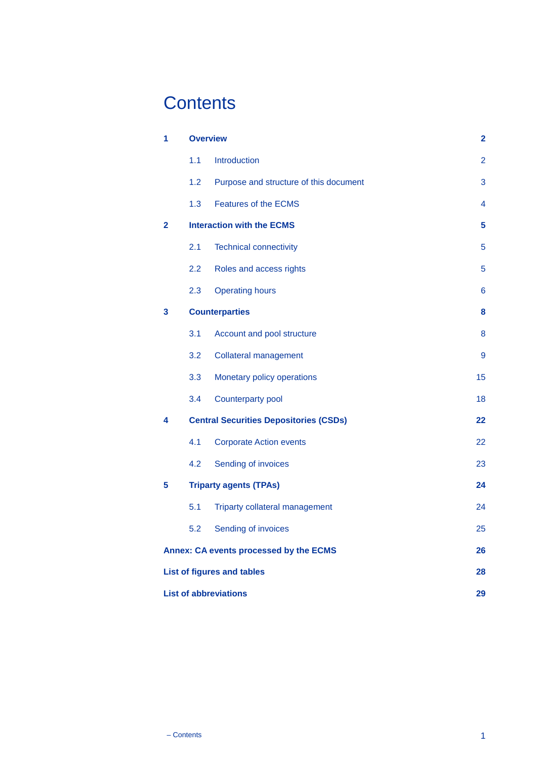# Contents

| | | |
|---|---|---|
| **1** | **Overview** | **2** |
| 1.1 | Introduction | 2 |
| 1.2 | Purpose and structure of this document | 3 |
| 1.3 | Features of the ECMS | 4 |
| **2** | **Interaction with the ECMS** | **5** |
| 2.1 | Technical connectivity | 5 |
| 2.2 | Roles and access rights | 5 |
| 2.3 | Operating hours | 6 |
| **3** | **Counterparties** | **8** |
| 3.1 | Account and pool structure | 8 |
| 3.2 | Collateral management | 9 |
| 3.3 | Monetary policy operations | 15 |
| 3.4 | Counterparty pool | 18 |
| **4** | **Central Securities Depositories (CSDs)** | **22** |
| 4.1 | Corporate Action events | 22 |
| 4.2 | Sending of invoices | 23 |
| **5** | **Triparty agents (TPAs)** | **24** |
| 5.1 | Triparty collateral management | 24 |
| 5.2 | Sending of invoices | 25 |
| | **Annex: CA events processed by the ECMS** | **26** |
| | **List of figures and tables** | **28** |
| | **List of abbreviations** | **29** |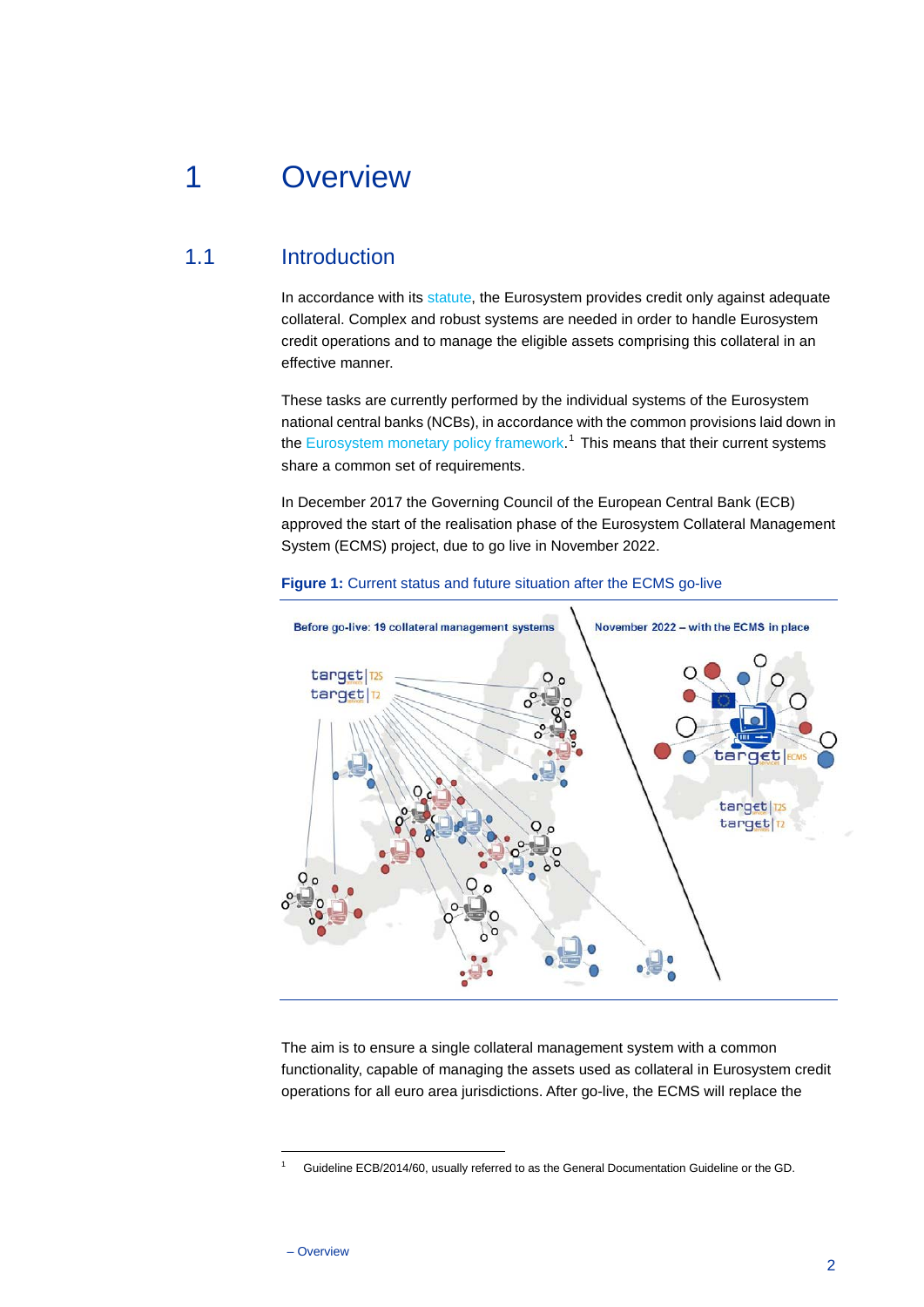# 1 Overview

## 1.1 Introduction

In accordance with its statute, the Eurosystem provides credit only against adequate collateral. Complex and robust systems are needed in order to handle Eurosystem credit operations and to manage the eligible assets comprising this collateral in an effective manner.

These tasks are currently performed by the individual systems of the Eurosystem national central banks (NCBs), in accordance with the common provisions laid down in the Eurosystem monetary policy framework.[1] This means that their current systems share a common set of requirements.

In December 2017 the Governing Council of the European Central Bank (ECB) approved the start of the realisation phase of the Eurosystem Collateral Management System (ECMS) project, due to go live in November 2022.

**Figure 1:** Current status and future situation after the ECMS go-live

The aim is to ensure a single collateral management system with a common functionality, capable of managing the assets used as collateral in Eurosystem credit operations for all euro area jurisdictions. After go-live, the ECMS will replace the

[1] Guideline ECB/2014/60, usually referred to as the General Documentation Guideline or the GD.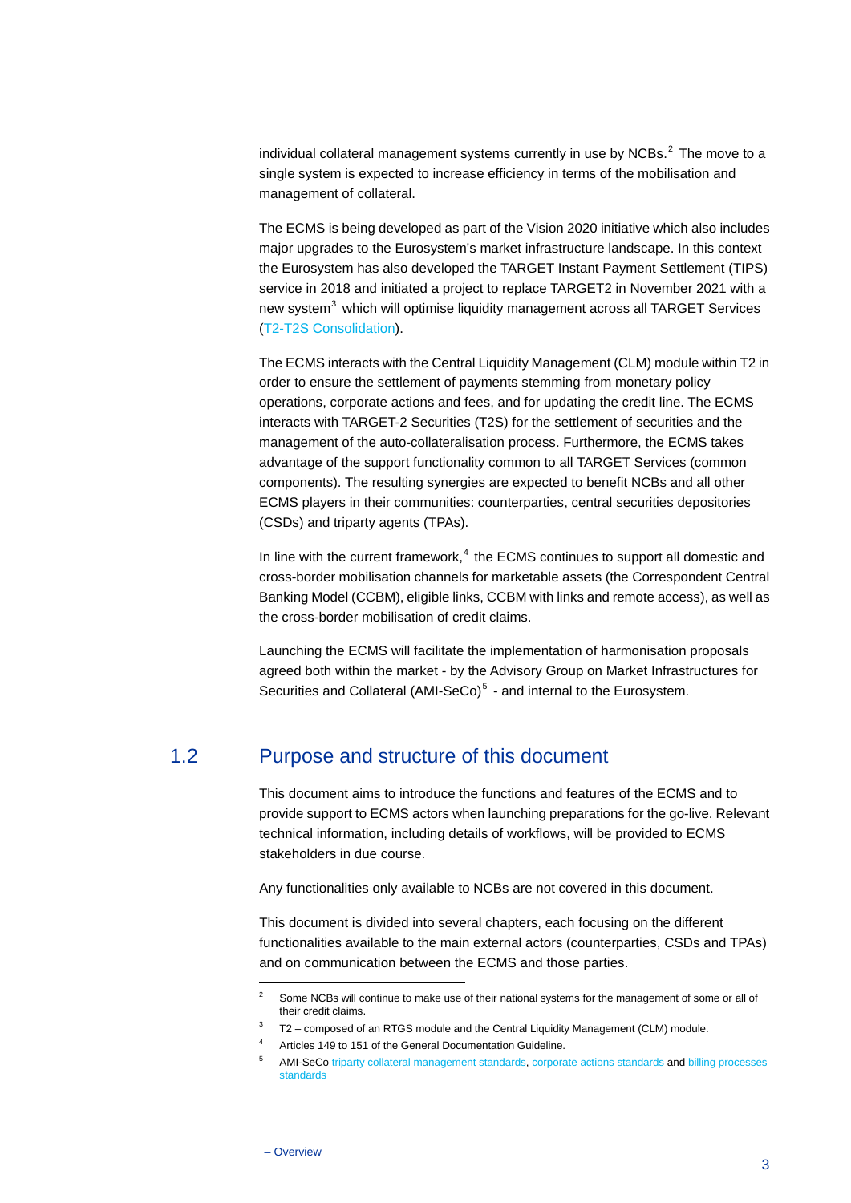individual collateral management systems currently in use by NCBs.[2] The move to a single system is expected to increase efficiency in terms of the mobilisation and management of collateral.

The ECMS is being developed as part of the Vision 2020 initiative which also includes major upgrades to the Eurosystem's market infrastructure landscape. In this context the Eurosystem has also developed the TARGET Instant Payment Settlement (TIPS) service in 2018 and initiated a project to replace TARGET2 in November 2021 with a new system[3] which will optimise liquidity management across all TARGET Services (T2-T2S Consolidation).

The ECMS interacts with the Central Liquidity Management (CLM) module within T2 in order to ensure the settlement of payments stemming from monetary policy operations, corporate actions and fees, and for updating the credit line. The ECMS interacts with TARGET-2 Securities (T2S) for the settlement of securities and the management of the auto-collateralisation process. Furthermore, the ECMS takes advantage of the support functionality common to all TARGET Services (common components). The resulting synergies are expected to benefit NCBs and all other ECMS players in their communities: counterparties, central securities depositories (CSDs) and triparty agents (TPAs).

In line with the current framework,[4] the ECMS continues to support all domestic and cross-border mobilisation channels for marketable assets (the Correspondent Central Banking Model (CCBM), eligible links, CCBM with links and remote access), as well as the cross-border mobilisation of credit claims.

Launching the ECMS will facilitate the implementation of harmonisation proposals agreed both within the market - by the Advisory Group on Market Infrastructures for Securities and Collateral (AMI-SeCo)[5] - and internal to the Eurosystem.

## 1.2 Purpose and structure of this document

This document aims to introduce the functions and features of the ECMS and to provide support to ECMS actors when launching preparations for the go-live. Relevant technical information, including details of workflows, will be provided to ECMS stakeholders in due course.

Any functionalities only available to NCBs are not covered in this document.

This document is divided into several chapters, each focusing on the different functionalities available to the main external actors (counterparties, CSDs and TPAs) and on communication between the ECMS and those parties.

---

[2] Some NCBs will continue to make use of their national systems for the management of some or all of their credit claims.

[3] T2 – composed of an RTGS module and the Central Liquidity Management (CLM) module.

[4] Articles 149 to 151 of the General Documentation Guideline.

[5] AMI-SeCo triparty collateral management standards, corporate actions standards and billing processes standards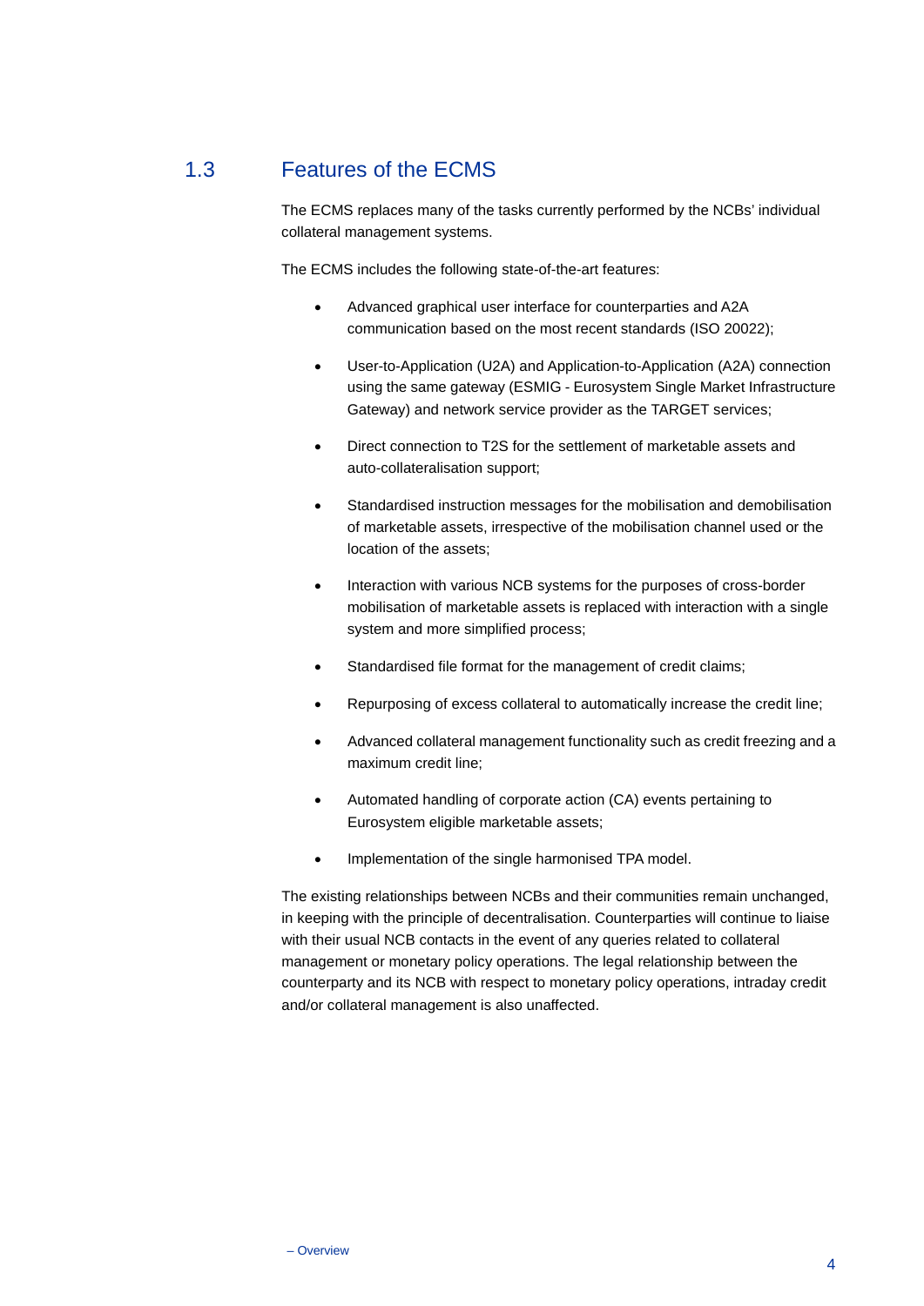## 1.3 Features of the ECMS

The ECMS replaces many of the tasks currently performed by the NCBs' individual collateral management systems.

The ECMS includes the following state-of-the-art features:

- Advanced graphical user interface for counterparties and A2A communication based on the most recent standards (ISO 20022);
- User-to-Application (U2A) and Application-to-Application (A2A) connection using the same gateway (ESMIG - Eurosystem Single Market Infrastructure Gateway) and network service provider as the TARGET services;
- Direct connection to T2S for the settlement of marketable assets and auto-collateralisation support;
- Standardised instruction messages for the mobilisation and demobilisation of marketable assets, irrespective of the mobilisation channel used or the location of the assets;
- Interaction with various NCB systems for the purposes of cross-border mobilisation of marketable assets is replaced with interaction with a single system and more simplified process;
- Standardised file format for the management of credit claims;
- Repurposing of excess collateral to automatically increase the credit line;
- Advanced collateral management functionality such as credit freezing and a maximum credit line;
- Automated handling of corporate action (CA) events pertaining to Eurosystem eligible marketable assets;
- Implementation of the single harmonised TPA model.

The existing relationships between NCBs and their communities remain unchanged, in keeping with the principle of decentralisation. Counterparties will continue to liaise with their usual NCB contacts in the event of any queries related to collateral management or monetary policy operations. The legal relationship between the counterparty and its NCB with respect to monetary policy operations, intraday credit and/or collateral management is also unaffected.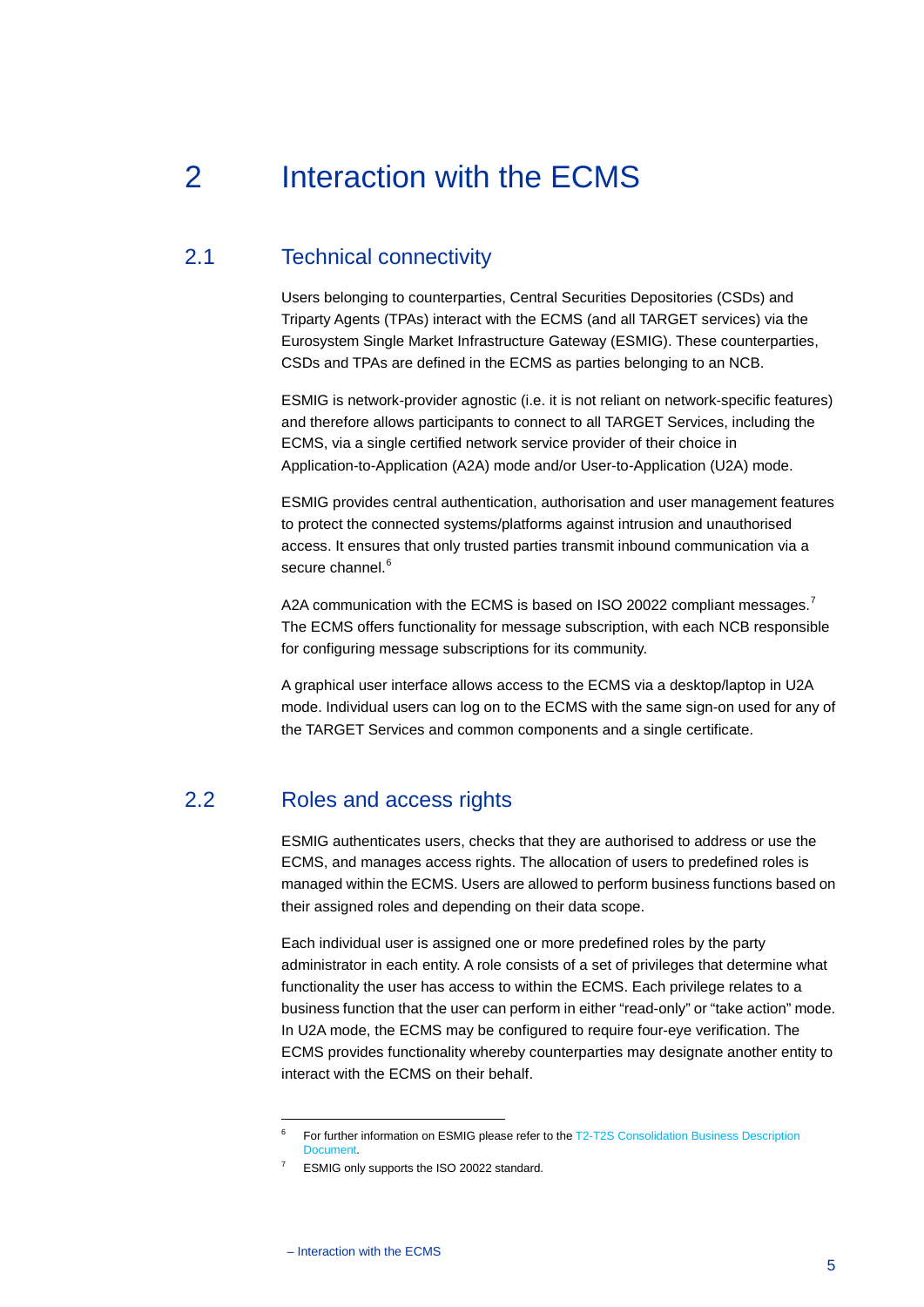# 2 Interaction with the ECMS

## 2.1 Technical connectivity

Users belonging to counterparties, Central Securities Depositories (CSDs) and Triparty Agents (TPAs) interact with the ECMS (and all TARGET services) via the Eurosystem Single Market Infrastructure Gateway (ESMIG). These counterparties, CSDs and TPAs are defined in the ECMS as parties belonging to an NCB.

ESMIG is network-provider agnostic (i.e. it is not reliant on network-specific features) and therefore allows participants to connect to all TARGET Services, including the ECMS, via a single certified network service provider of their choice in Application-to-Application (A2A) mode and/or User-to-Application (U2A) mode.

ESMIG provides central authentication, authorisation and user management features to protect the connected systems/platforms against intrusion and unauthorised access. It ensures that only trusted parties transmit inbound communication via a secure channel.[6]

A2A communication with the ECMS is based on ISO 20022 compliant messages.[7] The ECMS offers functionality for message subscription, with each NCB responsible for configuring message subscriptions for its community.

A graphical user interface allows access to the ECMS via a desktop/laptop in U2A mode. Individual users can log on to the ECMS with the same sign-on used for any of the TARGET Services and common components and a single certificate.

## 2.2 Roles and access rights

ESMIG authenticates users, checks that they are authorised to address or use the ECMS, and manages access rights. The allocation of users to predefined roles is managed within the ECMS. Users are allowed to perform business functions based on their assigned roles and depending on their data scope.

Each individual user is assigned one or more predefined roles by the party administrator in each entity. A role consists of a set of privileges that determine what functionality the user has access to within the ECMS. Each privilege relates to a business function that the user can perform in either "read-only" or "take action" mode. In U2A mode, the ECMS may be configured to require four-eye verification. The ECMS provides functionality whereby counterparties may designate another entity to interact with the ECMS on their behalf.

---

[6] For further information on ESMIG please refer to the T2-T2S Consolidation Business Description Document.

[7] ESMIG only supports the ISO 20022 standard.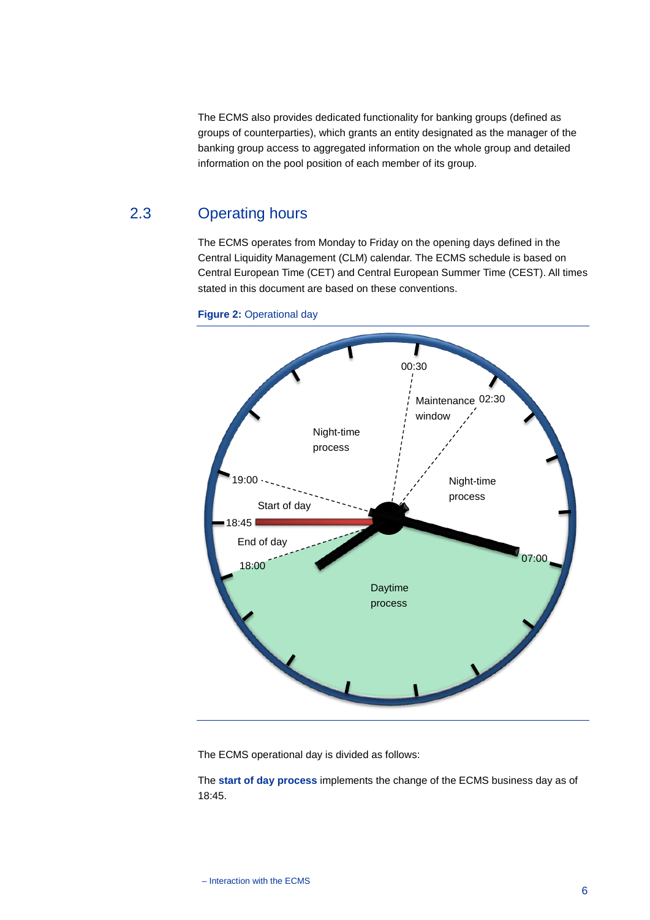The ECMS also provides dedicated functionality for banking groups (defined as groups of counterparties), which grants an entity designated as the manager of the banking group access to aggregated information on the whole group and detailed information on the pool position of each member of its group.

## 2.3 Operating hours

The ECMS operates from Monday to Friday on the opening days defined in the Central Liquidity Management (CLM) calendar. The ECMS schedule is based on Central European Time (CET) and Central European Summer Time (CEST). All times stated in this document are based on these conventions.

**Figure 2:** Operational day

00:30
Maintenance window
02:30
Night-time process
Night-time process
19:00
Start of day
18:45
End of day
18:00
07:00
Daytime process

The ECMS operational day is divided as follows:

The **start of day process** implements the change of the ECMS business day as of 18:45.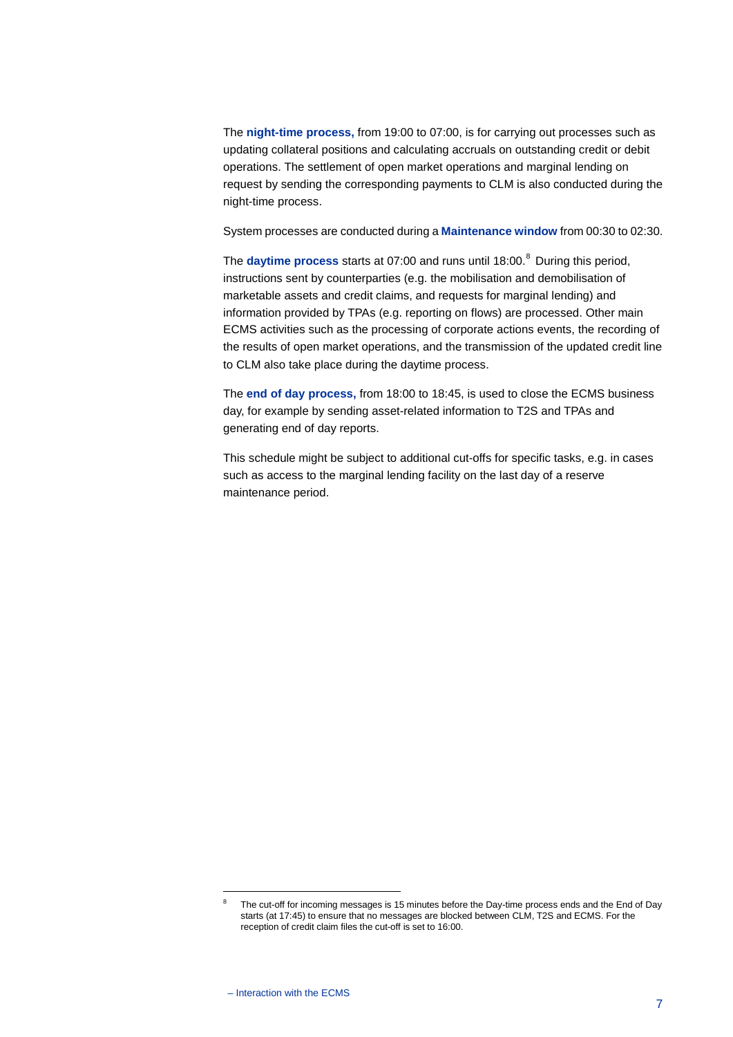The **night-time process,** from 19:00 to 07:00, is for carrying out processes such as updating collateral positions and calculating accruals on outstanding credit or debit operations. The settlement of open market operations and marginal lending on request by sending the corresponding payments to CLM is also conducted during the night-time process.

System processes are conducted during a **Maintenance window** from 00:30 to 02:30.

The **daytime process** starts at 07:00 and runs until 18:00.[8] During this period, instructions sent by counterparties (e.g. the mobilisation and demobilisation of marketable assets and credit claims, and requests for marginal lending) and information provided by TPAs (e.g. reporting on flows) are processed. Other main ECMS activities such as the processing of corporate actions events, the recording of the results of open market operations, and the transmission of the updated credit line to CLM also take place during the daytime process.

The **end of day process,** from 18:00 to 18:45, is used to close the ECMS business day, for example by sending asset-related information to T2S and TPAs and generating end of day reports.

This schedule might be subject to additional cut-offs for specific tasks, e.g. in cases such as access to the marginal lending facility on the last day of a reserve maintenance period.

---

[8] The cut-off for incoming messages is 15 minutes before the Day-time process ends and the End of Day starts (at 17:45) to ensure that no messages are blocked between CLM, T2S and ECMS. For the reception of credit claim files the cut-off is set to 16:00.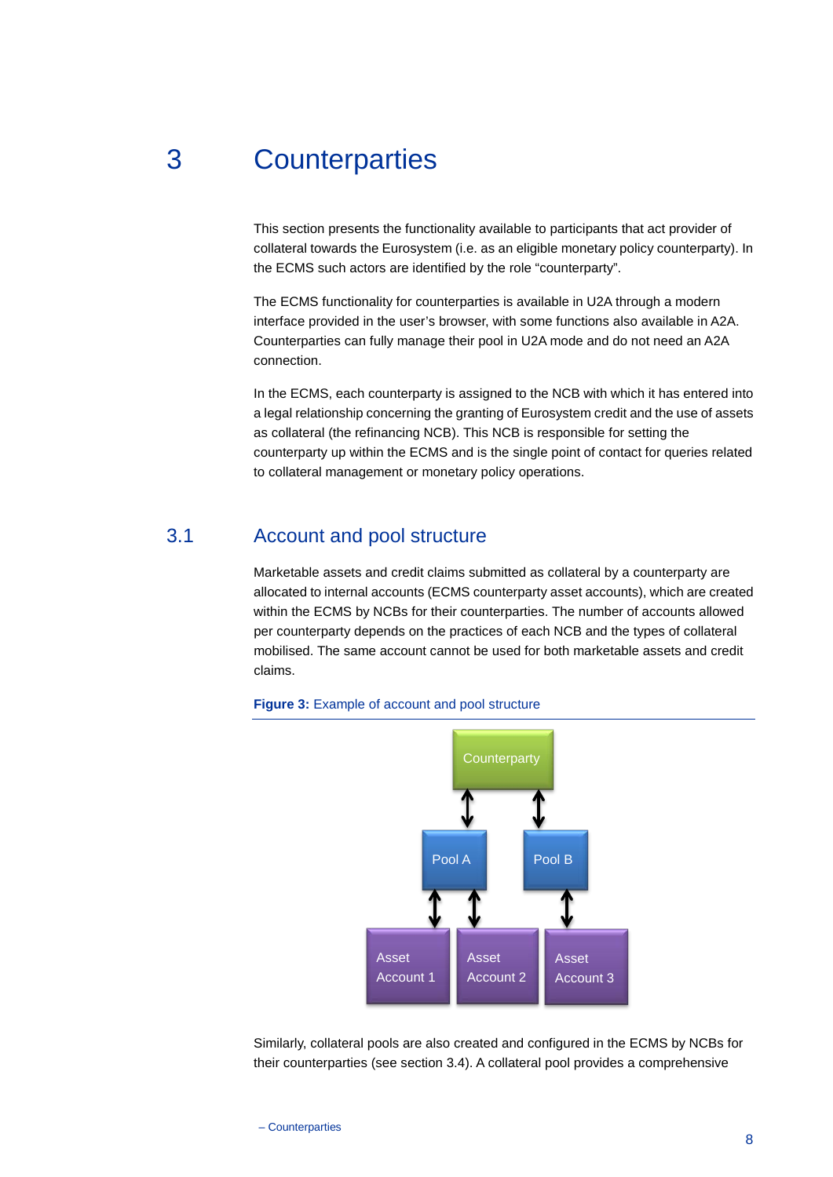# 3 Counterparties

This section presents the functionality available to participants that act provider of collateral towards the Eurosystem (i.e. as an eligible monetary policy counterparty). In the ECMS such actors are identified by the role "counterparty".

The ECMS functionality for counterparties is available in U2A through a modern interface provided in the user's browser, with some functions also available in A2A. Counterparties can fully manage their pool in U2A mode and do not need an A2A connection.

In the ECMS, each counterparty is assigned to the NCB with which it has entered into a legal relationship concerning the granting of Eurosystem credit and the use of assets as collateral (the refinancing NCB). This NCB is responsible for setting the counterparty up within the ECMS and is the single point of contact for queries related to collateral management or monetary policy operations.

## 3.1 Account and pool structure

Marketable assets and credit claims submitted as collateral by a counterparty are allocated to internal accounts (ECMS counterparty asset accounts), which are created within the ECMS by NCBs for their counterparties. The number of accounts allowed per counterparty depends on the practices of each NCB and the types of collateral mobilised. The same account cannot be used for both marketable assets and credit claims.

**Figure 3:** Example of account and pool structure

Counterparty

Pool A | Pool B

Asset Account 1 | Asset Account 2 | Asset Account 3

Similarly, collateral pools are also created and configured in the ECMS by NCBs for their counterparties (see section 3.4). A collateral pool provides a comprehensive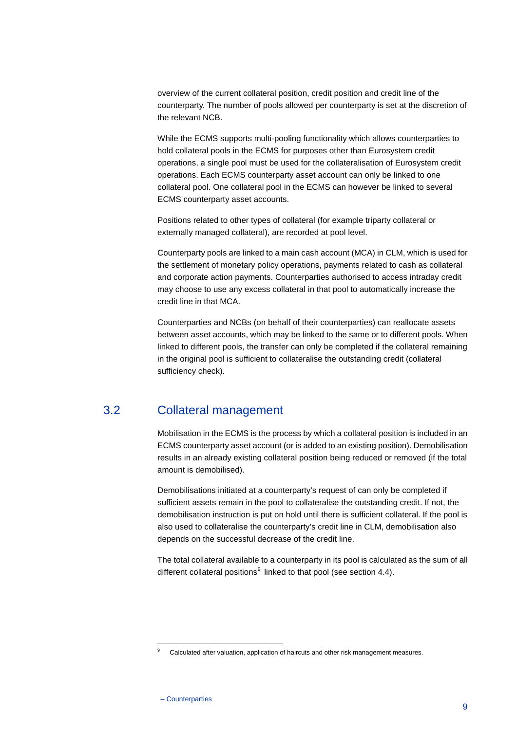overview of the current collateral position, credit position and credit line of the counterparty. The number of pools allowed per counterparty is set at the discretion of the relevant NCB.

While the ECMS supports multi-pooling functionality which allows counterparties to hold collateral pools in the ECMS for purposes other than Eurosystem credit operations, a single pool must be used for the collateralisation of Eurosystem credit operations. Each ECMS counterparty asset account can only be linked to one collateral pool. One collateral pool in the ECMS can however be linked to several ECMS counterparty asset accounts.

Positions related to other types of collateral (for example triparty collateral or externally managed collateral), are recorded at pool level.

Counterparty pools are linked to a main cash account (MCA) in CLM, which is used for the settlement of monetary policy operations, payments related to cash as collateral and corporate action payments. Counterparties authorised to access intraday credit may choose to use any excess collateral in that pool to automatically increase the credit line in that MCA.

Counterparties and NCBs (on behalf of their counterparties) can reallocate assets between asset accounts, which may be linked to the same or to different pools. When linked to different pools, the transfer can only be completed if the collateral remaining in the original pool is sufficient to collateralise the outstanding credit (collateral sufficiency check).

## 3.2 Collateral management

Mobilisation in the ECMS is the process by which a collateral position is included in an ECMS counterparty asset account (or is added to an existing position). Demobilisation results in an already existing collateral position being reduced or removed (if the total amount is demobilised).

Demobilisations initiated at a counterparty's request of can only be completed if sufficient assets remain in the pool to collateralise the outstanding credit. If not, the demobilisation instruction is put on hold until there is sufficient collateral. If the pool is also used to collateralise the counterparty's credit line in CLM, demobilisation also depends on the successful decrease of the credit line.

The total collateral available to a counterparty in its pool is calculated as the sum of all different collateral positions[9] linked to that pool (see section 4.4).

[9] Calculated after valuation, application of haircuts and other risk management measures.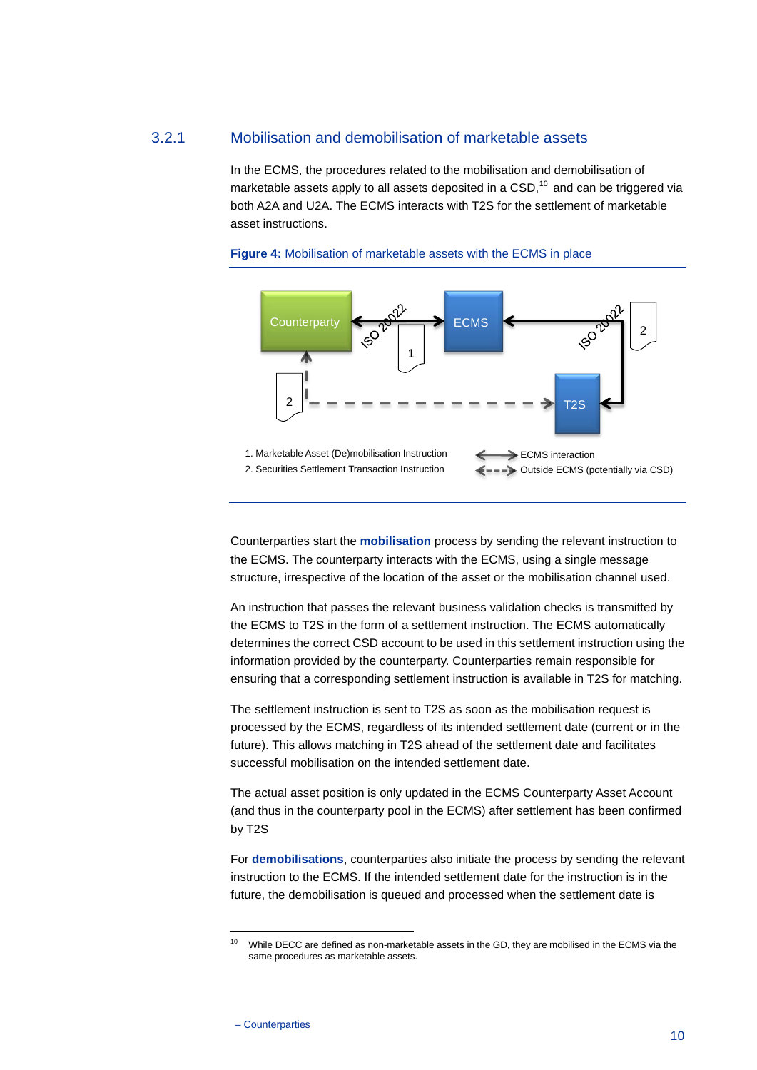### 3.2.1 Mobilisation and demobilisation of marketable assets

In the ECMS, the procedures related to the mobilisation and demobilisation of marketable assets apply to all assets deposited in a CSD,[10] and can be triggered via both A2A and U2A. The ECMS interacts with T2S for the settlement of marketable asset instructions.

**Figure 4:** Mobilisation of marketable assets with the ECMS in place

1. Marketable Asset (De)mobilisation Instruction
2. Securities Settlement Transaction Instruction

ECMS interaction
Outside ECMS (potentially via CSD)

Counterparties start the **mobilisation** process by sending the relevant instruction to the ECMS. The counterparty interacts with the ECMS, using a single message structure, irrespective of the location of the asset or the mobilisation channel used.

An instruction that passes the relevant business validation checks is transmitted by the ECMS to T2S in the form of a settlement instruction. The ECMS automatically determines the correct CSD account to be used in this settlement instruction using the information provided by the counterparty. Counterparties remain responsible for ensuring that a corresponding settlement instruction is available in T2S for matching.

The settlement instruction is sent to T2S as soon as the mobilisation request is processed by the ECMS, regardless of its intended settlement date (current or in the future). This allows matching in T2S ahead of the settlement date and facilitates successful mobilisation on the intended settlement date.

The actual asset position is only updated in the ECMS Counterparty Asset Account (and thus in the counterparty pool in the ECMS) after settlement has been confirmed by T2S

For **demobilisations**, counterparties also initiate the process by sending the relevant instruction to the ECMS. If the intended settlement date for the instruction is in the future, the demobilisation is queued and processed when the settlement date is

[10] While DECC are defined as non-marketable assets in the GD, they are mobilised in the ECMS via the same procedures as marketable assets.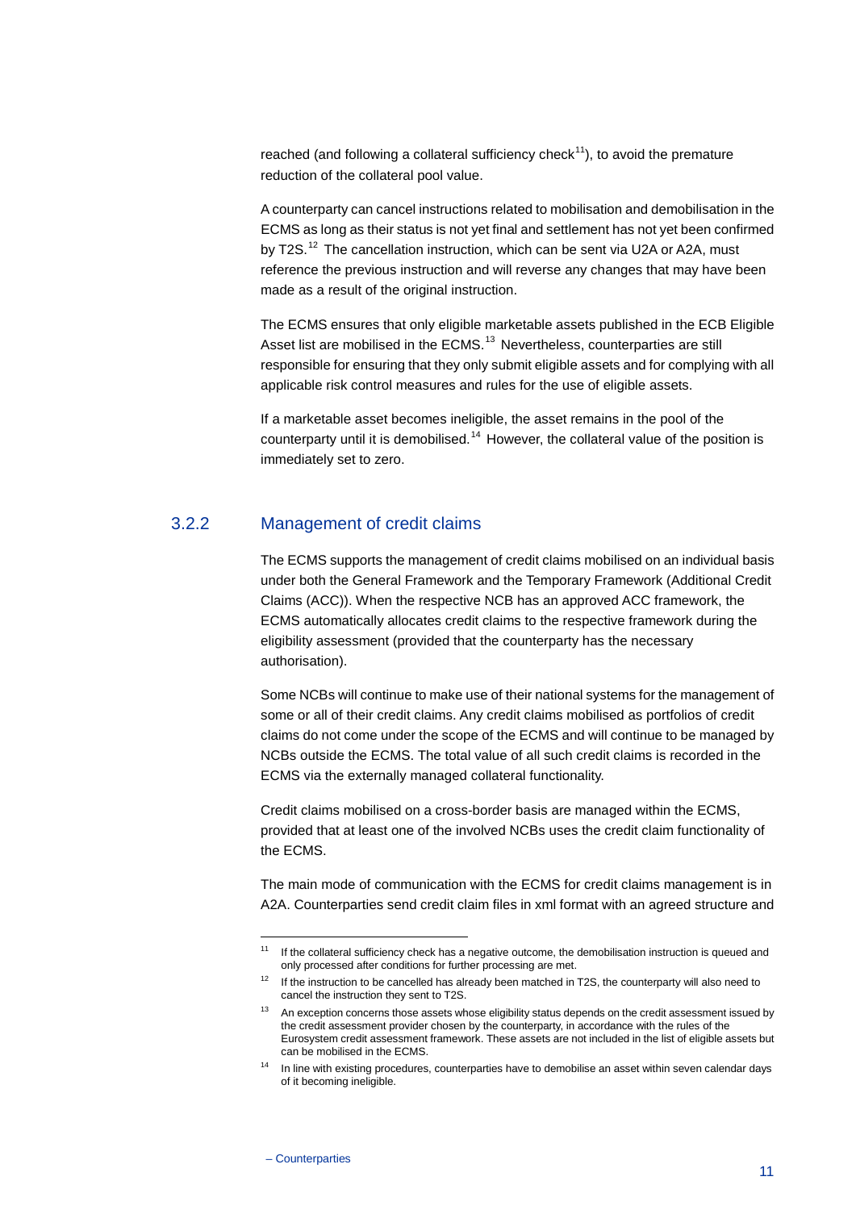reached (and following a collateral sufficiency check[11]), to avoid the premature reduction of the collateral pool value.

A counterparty can cancel instructions related to mobilisation and demobilisation in the ECMS as long as their status is not yet final and settlement has not yet been confirmed by T2S.[12] The cancellation instruction, which can be sent via U2A or A2A, must reference the previous instruction and will reverse any changes that may have been made as a result of the original instruction.

The ECMS ensures that only eligible marketable assets published in the ECB Eligible Asset list are mobilised in the ECMS.[13] Nevertheless, counterparties are still responsible for ensuring that they only submit eligible assets and for complying with all applicable risk control measures and rules for the use of eligible assets.

If a marketable asset becomes ineligible, the asset remains in the pool of the counterparty until it is demobilised.[14] However, the collateral value of the position is immediately set to zero.

### 3.2.2 Management of credit claims

The ECMS supports the management of credit claims mobilised on an individual basis under both the General Framework and the Temporary Framework (Additional Credit Claims (ACC)). When the respective NCB has an approved ACC framework, the ECMS automatically allocates credit claims to the respective framework during the eligibility assessment (provided that the counterparty has the necessary authorisation).

Some NCBs will continue to make use of their national systems for the management of some or all of their credit claims. Any credit claims mobilised as portfolios of credit claims do not come under the scope of the ECMS and will continue to be managed by NCBs outside the ECMS. The total value of all such credit claims is recorded in the ECMS via the externally managed collateral functionality.

Credit claims mobilised on a cross-border basis are managed within the ECMS, provided that at least one of the involved NCBs uses the credit claim functionality of the ECMS.

The main mode of communication with the ECMS for credit claims management is in A2A. Counterparties send credit claim files in xml format with an agreed structure and

---

[11] If the collateral sufficiency check has a negative outcome, the demobilisation instruction is queued and only processed after conditions for further processing are met.

[12] If the instruction to be cancelled has already been matched in T2S, the counterparty will also need to cancel the instruction they sent to T2S.

[13] An exception concerns those assets whose eligibility status depends on the credit assessment issued by the credit assessment provider chosen by the counterparty, in accordance with the rules of the Eurosystem credit assessment framework. These assets are not included in the list of eligible assets but can be mobilised in the ECMS.

[14] In line with existing procedures, counterparties have to demobilise an asset within seven calendar days of it becoming ineligible.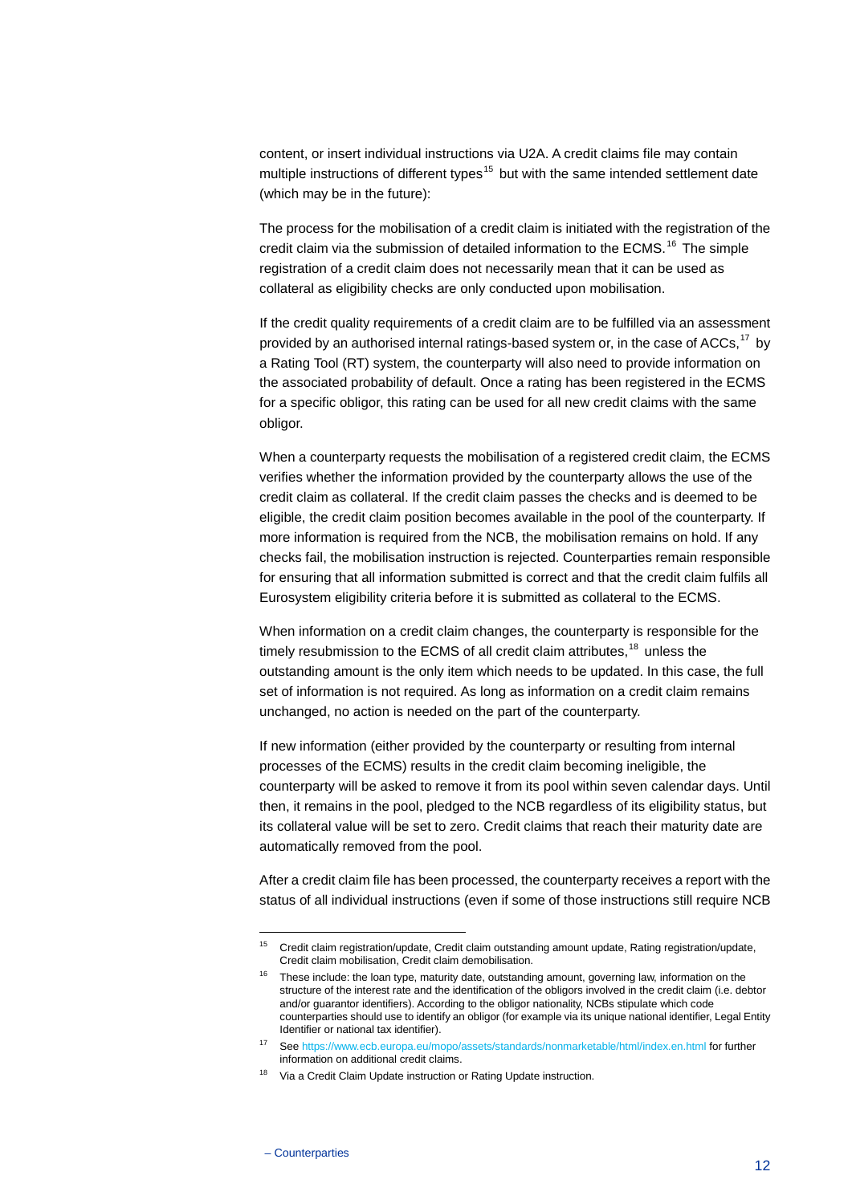content, or insert individual instructions via U2A. A credit claims file may contain multiple instructions of different types[15] but with the same intended settlement date (which may be in the future):

The process for the mobilisation of a credit claim is initiated with the registration of the credit claim via the submission of detailed information to the ECMS.[16] The simple registration of a credit claim does not necessarily mean that it can be used as collateral as eligibility checks are only conducted upon mobilisation.

If the credit quality requirements of a credit claim are to be fulfilled via an assessment provided by an authorised internal ratings-based system or, in the case of ACCs,[17] by a Rating Tool (RT) system, the counterparty will also need to provide information on the associated probability of default. Once a rating has been registered in the ECMS for a specific obligor, this rating can be used for all new credit claims with the same obligor.

When a counterparty requests the mobilisation of a registered credit claim, the ECMS verifies whether the information provided by the counterparty allows the use of the credit claim as collateral. If the credit claim passes the checks and is deemed to be eligible, the credit claim position becomes available in the pool of the counterparty. If more information is required from the NCB, the mobilisation remains on hold. If any checks fail, the mobilisation instruction is rejected. Counterparties remain responsible for ensuring that all information submitted is correct and that the credit claim fulfils all Eurosystem eligibility criteria before it is submitted as collateral to the ECMS.

When information on a credit claim changes, the counterparty is responsible for the timely resubmission to the ECMS of all credit claim attributes,[18] unless the outstanding amount is the only item which needs to be updated. In this case, the full set of information is not required. As long as information on a credit claim remains unchanged, no action is needed on the part of the counterparty.

If new information (either provided by the counterparty or resulting from internal processes of the ECMS) results in the credit claim becoming ineligible, the counterparty will be asked to remove it from its pool within seven calendar days. Until then, it remains in the pool, pledged to the NCB regardless of its eligibility status, but its collateral value will be set to zero. Credit claims that reach their maturity date are automatically removed from the pool.

After a credit claim file has been processed, the counterparty receives a report with the status of all individual instructions (even if some of those instructions still require NCB

---

[15] Credit claim registration/update, Credit claim outstanding amount update, Rating registration/update, Credit claim mobilisation, Credit claim demobilisation.

[16] These include: the loan type, maturity date, outstanding amount, governing law, information on the structure of the interest rate and the identification of the obligors involved in the credit claim (i.e. debtor and/or guarantor identifiers). According to the obligor nationality, NCBs stipulate which code counterparties should use to identify an obligor (for example via its unique national identifier, Legal Entity Identifier or national tax identifier).

[17] See https://www.ecb.europa.eu/mopo/assets/standards/nonmarketable/html/index.en.html for further information on additional credit claims.

[18] Via a Credit Claim Update instruction or Rating Update instruction.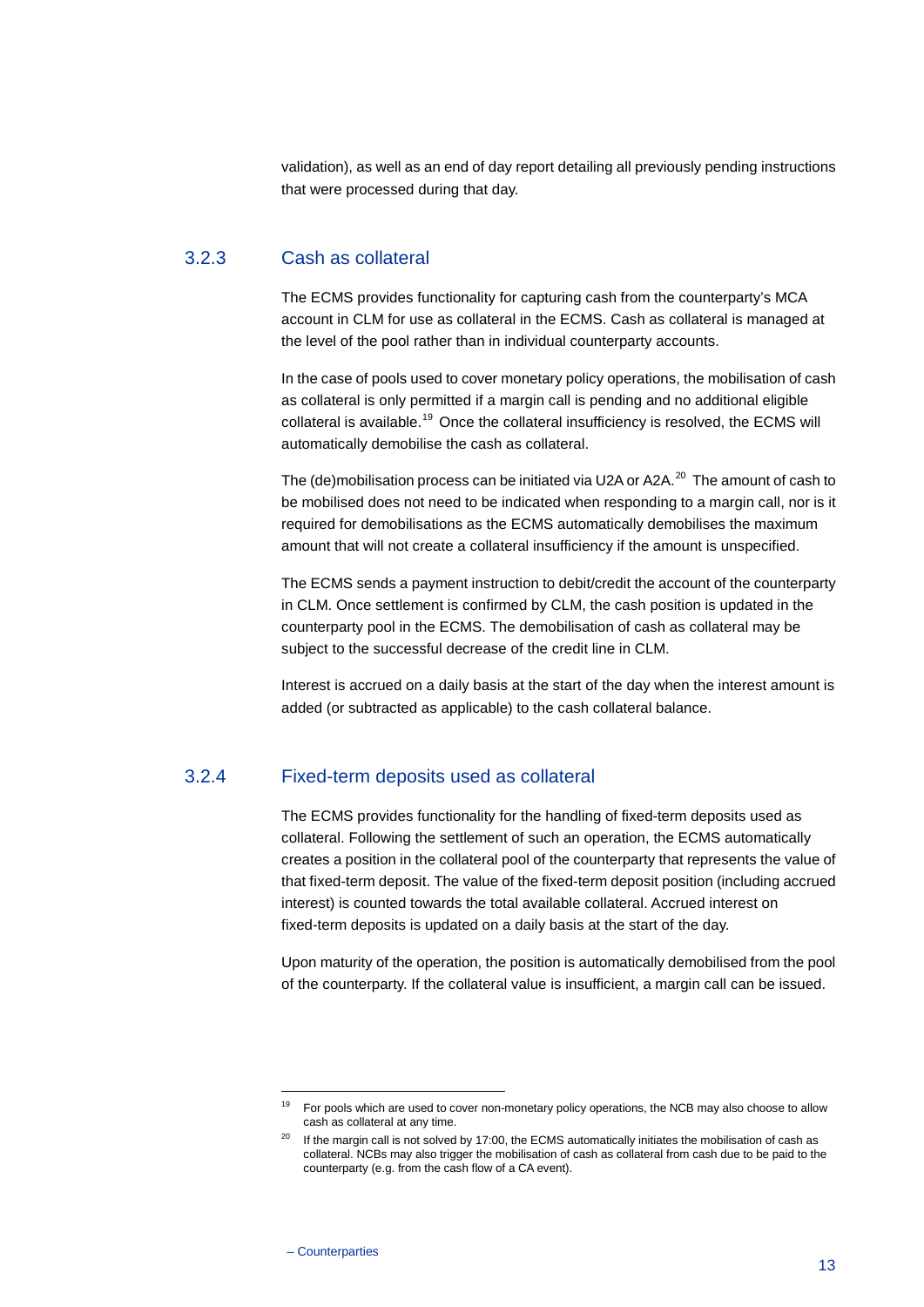validation), as well as an end of day report detailing all previously pending instructions that were processed during that day.

### 3.2.3 Cash as collateral

The ECMS provides functionality for capturing cash from the counterparty's MCA account in CLM for use as collateral in the ECMS. Cash as collateral is managed at the level of the pool rather than in individual counterparty accounts.

In the case of pools used to cover monetary policy operations, the mobilisation of cash as collateral is only permitted if a margin call is pending and no additional eligible collateral is available.[19] Once the collateral insufficiency is resolved, the ECMS will automatically demobilise the cash as collateral.

The (de)mobilisation process can be initiated via U2A or A2A.[20] The amount of cash to be mobilised does not need to be indicated when responding to a margin call, nor is it required for demobilisations as the ECMS automatically demobilises the maximum amount that will not create a collateral insufficiency if the amount is unspecified.

The ECMS sends a payment instruction to debit/credit the account of the counterparty in CLM. Once settlement is confirmed by CLM, the cash position is updated in the counterparty pool in the ECMS. The demobilisation of cash as collateral may be subject to the successful decrease of the credit line in CLM.

Interest is accrued on a daily basis at the start of the day when the interest amount is added (or subtracted as applicable) to the cash collateral balance.

### 3.2.4 Fixed-term deposits used as collateral

The ECMS provides functionality for the handling of fixed-term deposits used as collateral. Following the settlement of such an operation, the ECMS automatically creates a position in the collateral pool of the counterparty that represents the value of that fixed-term deposit. The value of the fixed-term deposit position (including accrued interest) is counted towards the total available collateral. Accrued interest on fixed-term deposits is updated on a daily basis at the start of the day.

Upon maturity of the operation, the position is automatically demobilised from the pool of the counterparty. If the collateral value is insufficient, a margin call can be issued.

---

[19] For pools which are used to cover non-monetary policy operations, the NCB may also choose to allow cash as collateral at any time.

[20] If the margin call is not solved by 17:00, the ECMS automatically initiates the mobilisation of cash as collateral. NCBs may also trigger the mobilisation of cash as collateral from cash due to be paid to the counterparty (e.g. from the cash flow of a CA event).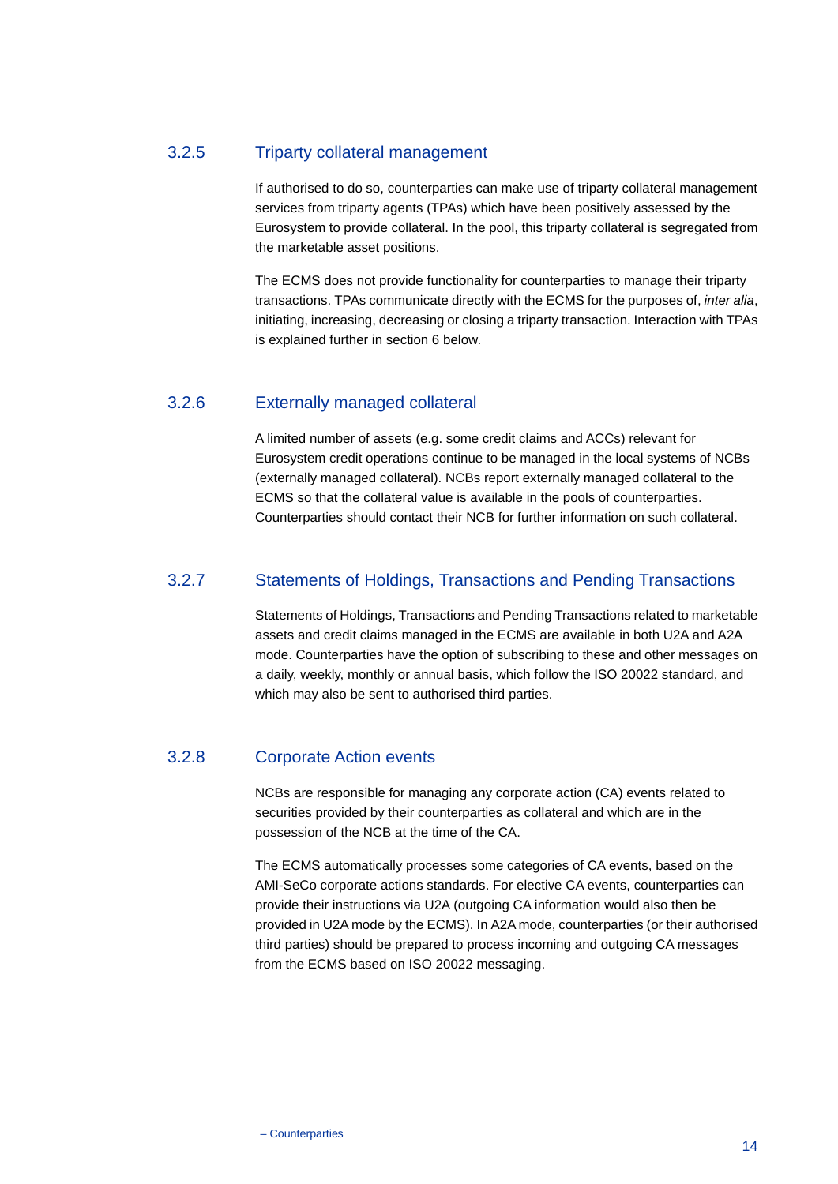### 3.2.5 Triparty collateral management

If authorised to do so, counterparties can make use of triparty collateral management services from triparty agents (TPAs) which have been positively assessed by the Eurosystem to provide collateral. In the pool, this triparty collateral is segregated from the marketable asset positions.

The ECMS does not provide functionality for counterparties to manage their triparty transactions. TPAs communicate directly with the ECMS for the purposes of, *inter alia*, initiating, increasing, decreasing or closing a triparty transaction. Interaction with TPAs is explained further in section 6 below.

### 3.2.6 Externally managed collateral

A limited number of assets (e.g. some credit claims and ACCs) relevant for Eurosystem credit operations continue to be managed in the local systems of NCBs (externally managed collateral). NCBs report externally managed collateral to the ECMS so that the collateral value is available in the pools of counterparties. Counterparties should contact their NCB for further information on such collateral.

### 3.2.7 Statements of Holdings, Transactions and Pending Transactions

Statements of Holdings, Transactions and Pending Transactions related to marketable assets and credit claims managed in the ECMS are available in both U2A and A2A mode. Counterparties have the option of subscribing to these and other messages on a daily, weekly, monthly or annual basis, which follow the ISO 20022 standard, and which may also be sent to authorised third parties.

### 3.2.8 Corporate Action events

NCBs are responsible for managing any corporate action (CA) events related to securities provided by their counterparties as collateral and which are in the possession of the NCB at the time of the CA.

The ECMS automatically processes some categories of CA events, based on the AMI-SeCo corporate actions standards. For elective CA events, counterparties can provide their instructions via U2A (outgoing CA information would also then be provided in U2A mode by the ECMS). In A2A mode, counterparties (or their authorised third parties) should be prepared to process incoming and outgoing CA messages from the ECMS based on ISO 20022 messaging.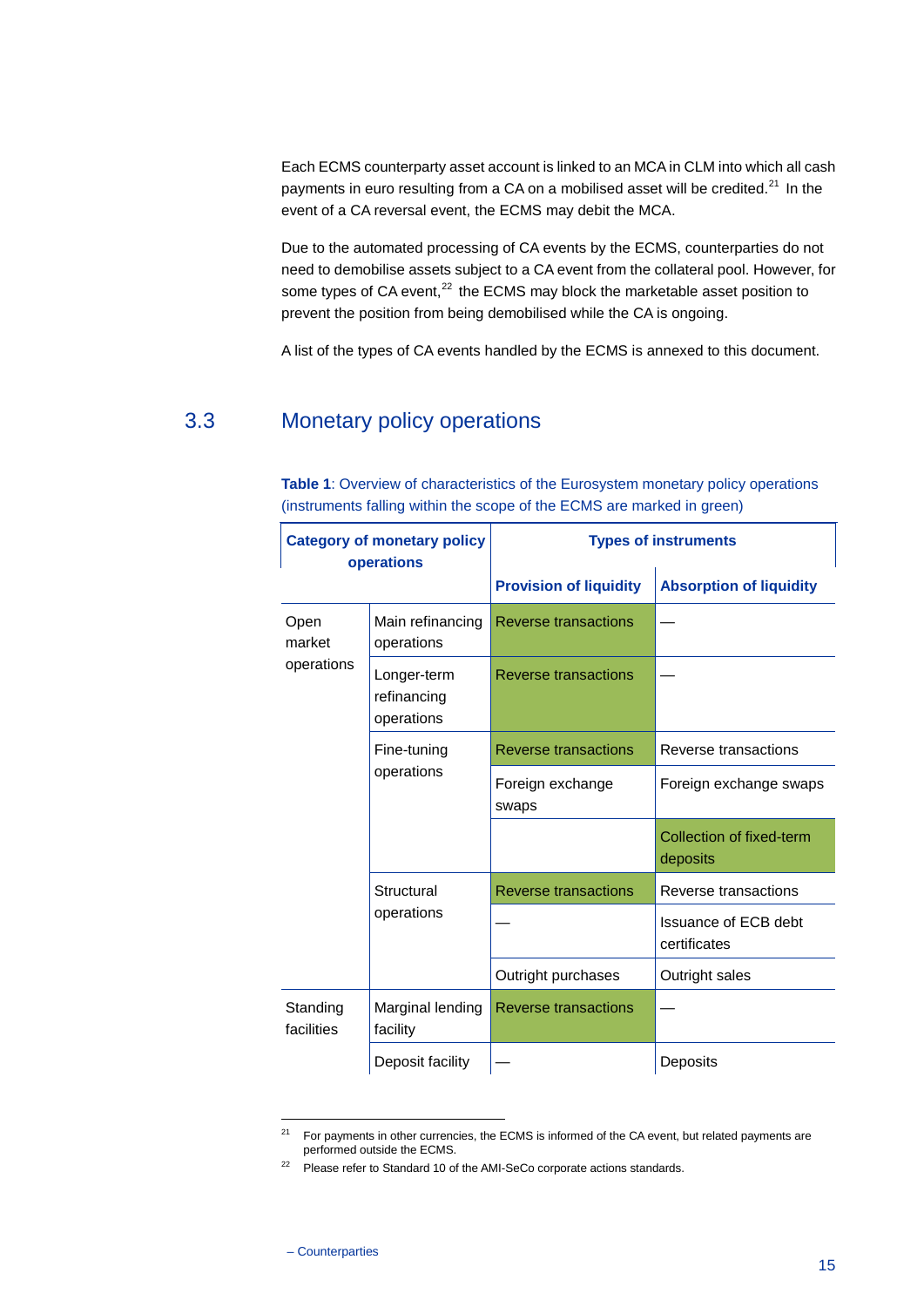Each ECMS counterparty asset account is linked to an MCA in CLM into which all cash payments in euro resulting from a CA on a mobilised asset will be credited.[21] In the event of a CA reversal event, the ECMS may debit the MCA.

Due to the automated processing of CA events by the ECMS, counterparties do not need to demobilise assets subject to a CA event from the collateral pool. However, for some types of CA event,[22] the ECMS may block the marketable asset position to prevent the position from being demobilised while the CA is ongoing.

A list of the types of CA events handled by the ECMS is annexed to this document.

## 3.3 Monetary policy operations

**Table 1**: Overview of characteristics of the Eurosystem monetary policy operations (instruments falling within the scope of the ECMS are marked in green)

| Category of monetary policy operations | | Types of instruments | |
|---|---|---|---|
| | | Provision of liquidity | Absorption of liquidity |
| Open market operations | Main refinancing operations | Reverse transactions | — |
| | Longer-term refinancing operations | Reverse transactions | — |
| | Fine-tuning operations | Reverse transactions | Reverse transactions |
| | | Foreign exchange swaps | Foreign exchange swaps |
| | | | Collection of fixed-term deposits |
| | Structural operations | Reverse transactions | Reverse transactions |
| | | — | Issuance of ECB debt certificates |
| | | Outright purchases | Outright sales |
| Standing facilities | Marginal lending facility | Reverse transactions | — |
| | Deposit facility | — | Deposits |

[21] For payments in other currencies, the ECMS is informed of the CA event, but related payments are performed outside the ECMS.

[22] Please refer to Standard 10 of the AMI-SeCo corporate actions standards.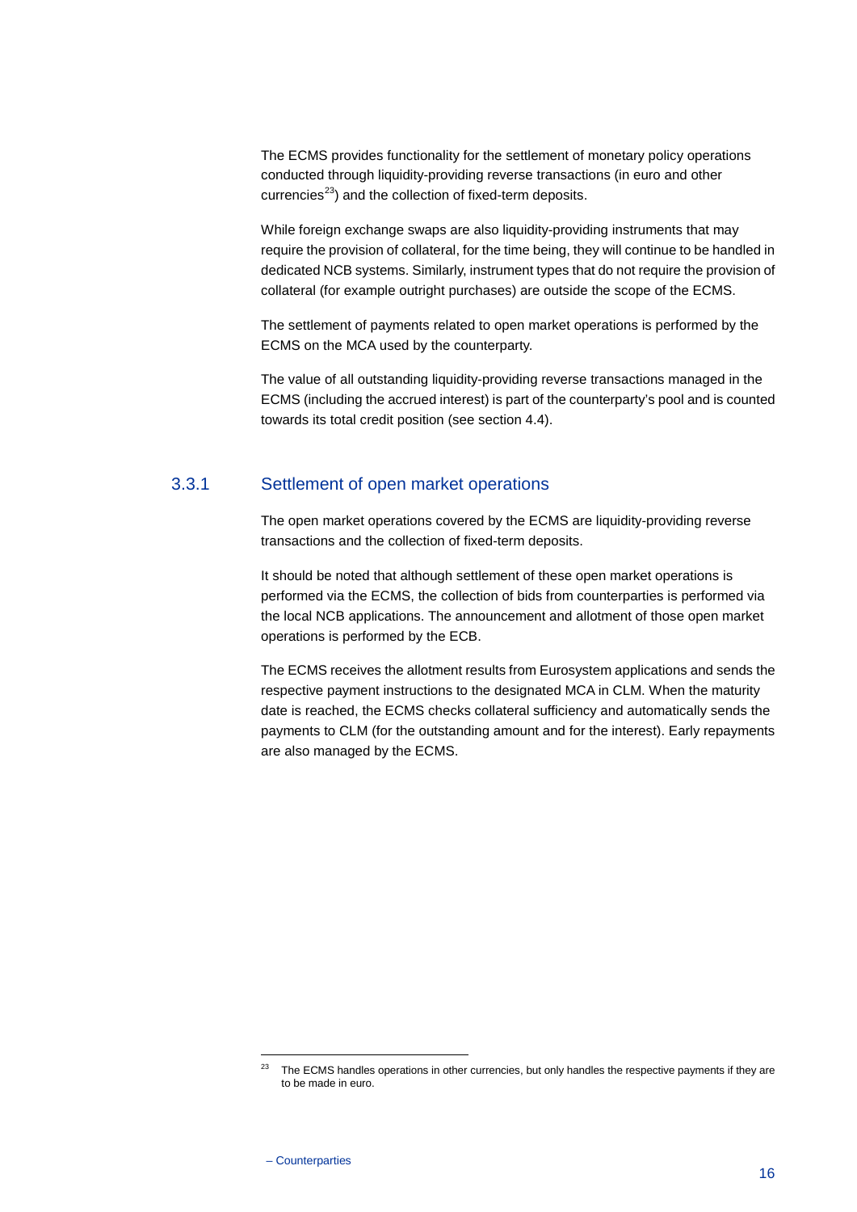The ECMS provides functionality for the settlement of monetary policy operations conducted through liquidity-providing reverse transactions (in euro and other currencies[23]) and the collection of fixed-term deposits.

While foreign exchange swaps are also liquidity-providing instruments that may require the provision of collateral, for the time being, they will continue to be handled in dedicated NCB systems. Similarly, instrument types that do not require the provision of collateral (for example outright purchases) are outside the scope of the ECMS.

The settlement of payments related to open market operations is performed by the ECMS on the MCA used by the counterparty.

The value of all outstanding liquidity-providing reverse transactions managed in the ECMS (including the accrued interest) is part of the counterparty's pool and is counted towards its total credit position (see section 4.4).

### 3.3.1 Settlement of open market operations

The open market operations covered by the ECMS are liquidity-providing reverse transactions and the collection of fixed-term deposits.

It should be noted that although settlement of these open market operations is performed via the ECMS, the collection of bids from counterparties is performed via the local NCB applications. The announcement and allotment of those open market operations is performed by the ECB.

The ECMS receives the allotment results from Eurosystem applications and sends the respective payment instructions to the designated MCA in CLM. When the maturity date is reached, the ECMS checks collateral sufficiency and automatically sends the payments to CLM (for the outstanding amount and for the interest). Early repayments are also managed by the ECMS.

---

[23] The ECMS handles operations in other currencies, but only handles the respective payments if they are to be made in euro.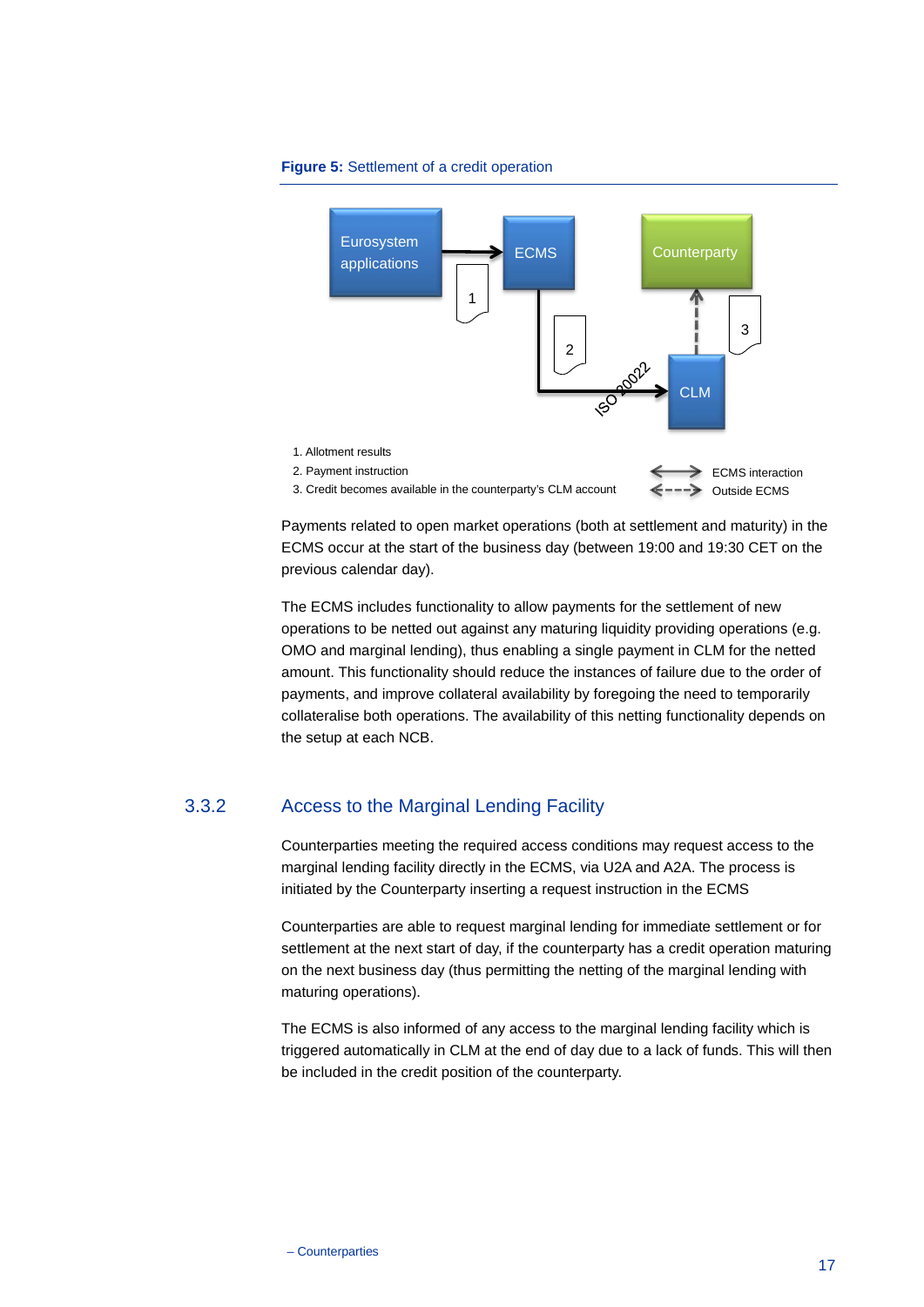**Figure 5:** Settlement of a credit operation

1. Allotment results
2. Payment instruction
3. Credit becomes available in the counterparty's CLM account

ECMS interaction
Outside ECMS

Payments related to open market operations (both at settlement and maturity) in the ECMS occur at the start of the business day (between 19:00 and 19:30 CET on the previous calendar day).

The ECMS includes functionality to allow payments for the settlement of new operations to be netted out against any maturing liquidity providing operations (e.g. OMO and marginal lending), thus enabling a single payment in CLM for the netted amount. This functionality should reduce the instances of failure due to the order of payments, and improve collateral availability by foregoing the need to temporarily collateralise both operations. The availability of this netting functionality depends on the setup at each NCB.

### 3.3.2 Access to the Marginal Lending Facility

Counterparties meeting the required access conditions may request access to the marginal lending facility directly in the ECMS, via U2A and A2A. The process is initiated by the Counterparty inserting a request instruction in the ECMS

Counterparties are able to request marginal lending for immediate settlement or for settlement at the next start of day, if the counterparty has a credit operation maturing on the next business day (thus permitting the netting of the marginal lending with maturing operations).

The ECMS is also informed of any access to the marginal lending facility which is triggered automatically in CLM at the end of day due to a lack of funds. This will then be included in the credit position of the counterparty.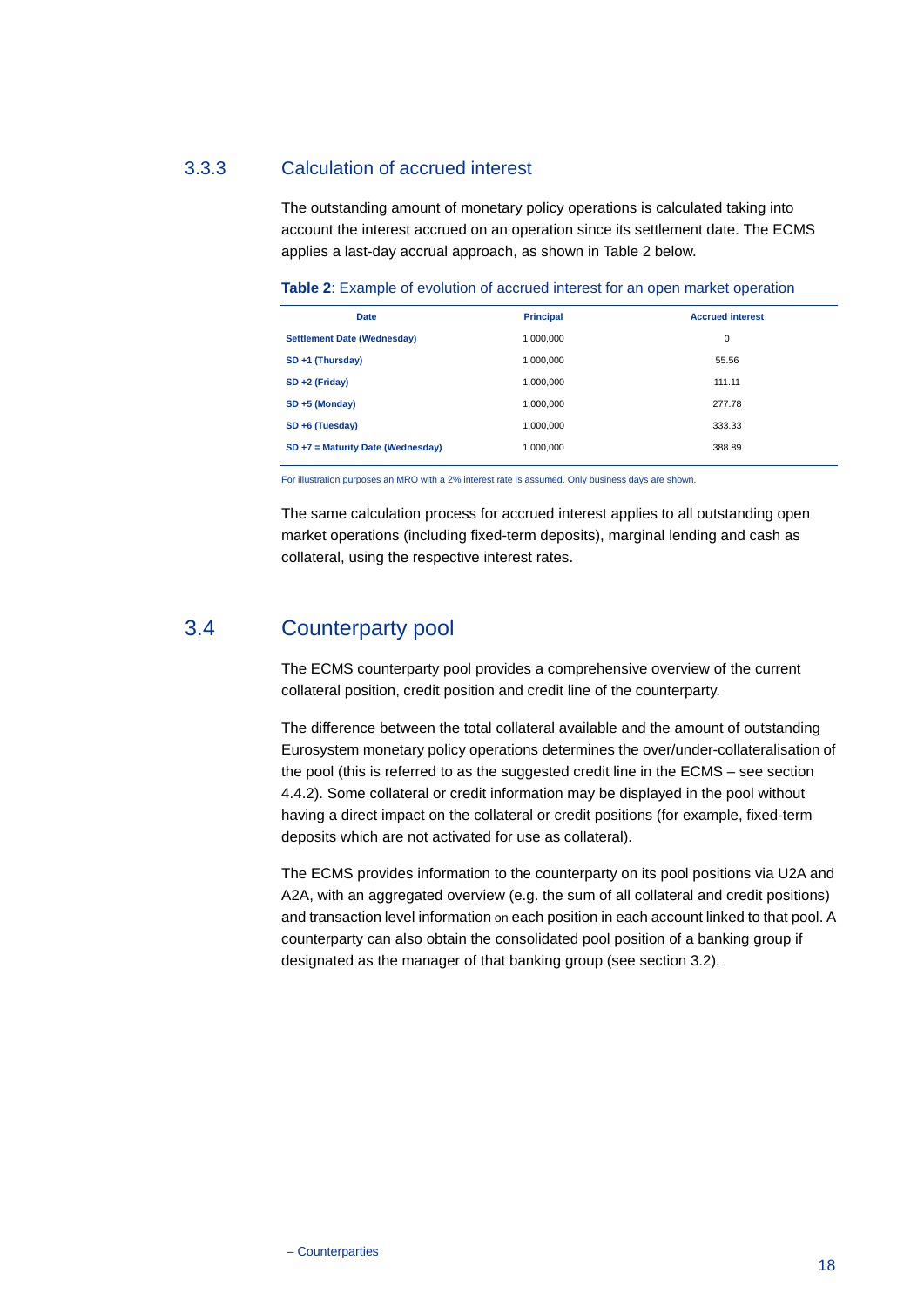### 3.3.3 Calculation of accrued interest

The outstanding amount of monetary policy operations is calculated taking into account the interest accrued on an operation since its settlement date. The ECMS applies a last-day accrual approach, as shown in Table 2 below.

**Table 2**: Example of evolution of accrued interest for an open market operation

| Date | Principal | Accrued interest |
|---|---|---|
| **Settlement Date (Wednesday)** | 1,000,000 | 0 |
| **SD +1 (Thursday)** | 1,000,000 | 55.56 |
| **SD +2 (Friday)** | 1,000,000 | 111.11 |
| **SD +5 (Monday)** | 1,000,000 | 277.78 |
| **SD +6 (Tuesday)** | 1,000,000 | 333.33 |
| **SD +7 = Maturity Date (Wednesday)** | 1,000,000 | 388.89 |

For illustration purposes an MRO with a 2% interest rate is assumed. Only business days are shown.

The same calculation process for accrued interest applies to all outstanding open market operations (including fixed-term deposits), marginal lending and cash as collateral, using the respective interest rates.

## 3.4 Counterparty pool

The ECMS counterparty pool provides a comprehensive overview of the current collateral position, credit position and credit line of the counterparty.

The difference between the total collateral available and the amount of outstanding Eurosystem monetary policy operations determines the over/under-collateralisation of the pool (this is referred to as the suggested credit line in the ECMS – see section 4.4.2). Some collateral or credit information may be displayed in the pool without having a direct impact on the collateral or credit positions (for example, fixed-term deposits which are not activated for use as collateral).

The ECMS provides information to the counterparty on its pool positions via U2A and A2A, with an aggregated overview (e.g. the sum of all collateral and credit positions) and transaction level information on each position in each account linked to that pool. A counterparty can also obtain the consolidated pool position of a banking group if designated as the manager of that banking group (see section 3.2).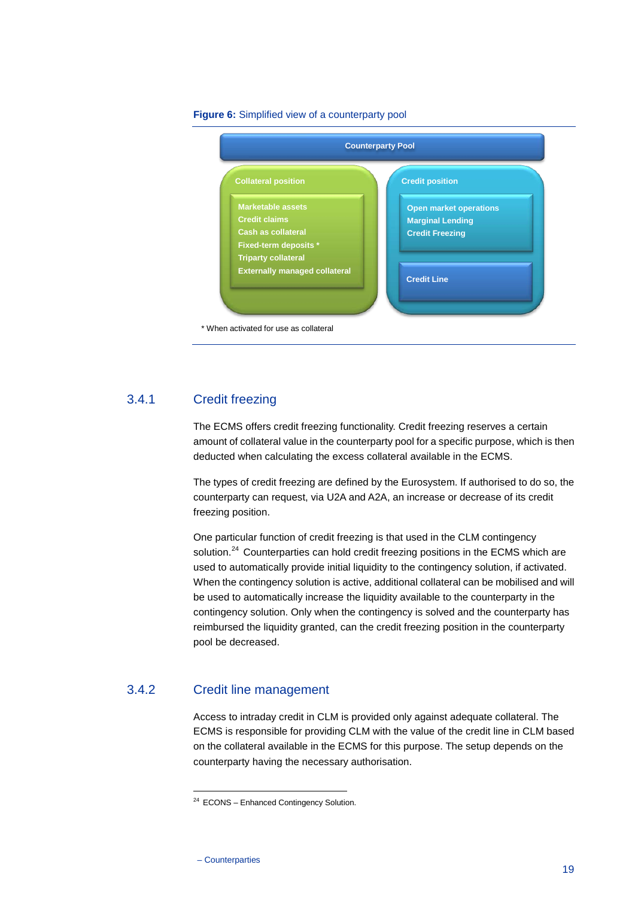**Figure 6:** Simplified view of a counterparty pool

Counterparty Pool

| Collateral position | Credit position |
| --- | --- |
| Marketable assets<br>Credit claims<br>Cash as collateral<br>Fixed-term deposits *<br>Triparty collateral<br>Externally managed collateral | Open market operations<br>Marginal Lending<br>Credit Freezing |
| | Credit Line |

\* When activated for use as collateral

### 3.4.1 Credit freezing

The ECMS offers credit freezing functionality. Credit freezing reserves a certain amount of collateral value in the counterparty pool for a specific purpose, which is then deducted when calculating the excess collateral available in the ECMS.

The types of credit freezing are defined by the Eurosystem. If authorised to do so, the counterparty can request, via U2A and A2A, an increase or decrease of its credit freezing position.

One particular function of credit freezing is that used in the CLM contingency solution.[24] Counterparties can hold credit freezing positions in the ECMS which are used to automatically provide initial liquidity to the contingency solution, if activated. When the contingency solution is active, additional collateral can be mobilised and will be used to automatically increase the liquidity available to the counterparty in the contingency solution. Only when the contingency is solved and the counterparty has reimbursed the liquidity granted, can the credit freezing position in the counterparty pool be decreased.

### 3.4.2 Credit line management

Access to intraday credit in CLM is provided only against adequate collateral. The ECMS is responsible for providing CLM with the value of the credit line in CLM based on the collateral available in the ECMS for this purpose. The setup depends on the counterparty having the necessary authorisation.

[24] ECONS – Enhanced Contingency Solution.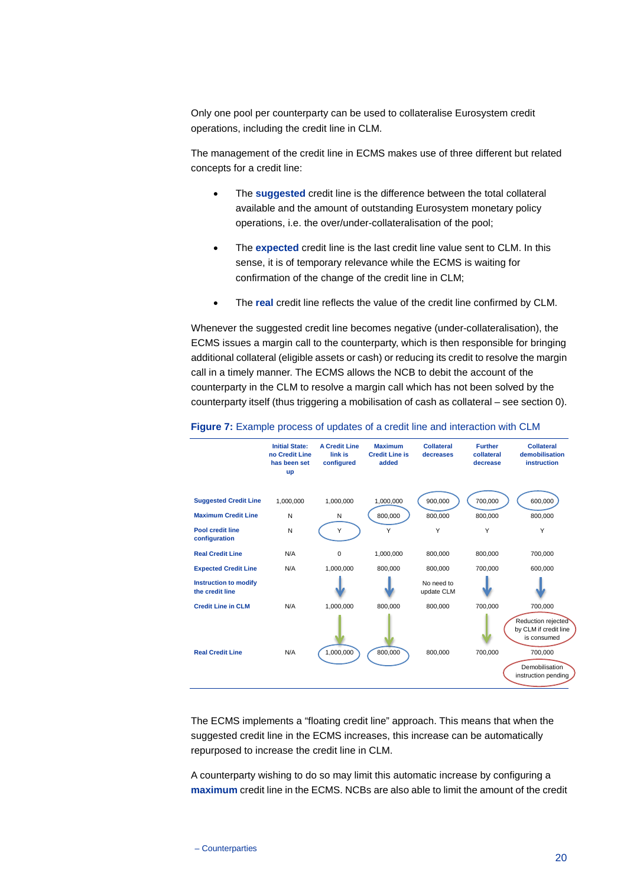Only one pool per counterparty can be used to collateralise Eurosystem credit operations, including the credit line in CLM.

The management of the credit line in ECMS makes use of three different but related concepts for a credit line:

- The **suggested** credit line is the difference between the total collateral available and the amount of outstanding Eurosystem monetary policy operations, i.e. the over/under-collateralisation of the pool;
- The **expected** credit line is the last credit line value sent to CLM. In this sense, it is of temporary relevance while the ECMS is waiting for confirmation of the change of the credit line in CLM;
- The **real** credit line reflects the value of the credit line confirmed by CLM.

Whenever the suggested credit line becomes negative (under-collateralisation), the ECMS issues a margin call to the counterparty, which is then responsible for bringing additional collateral (eligible assets or cash) or reducing its credit to resolve the margin call in a timely manner. The ECMS allows the NCB to debit the account of the counterparty in the CLM to resolve a margin call which has not been solved by the counterparty itself (thus triggering a mobilisation of cash as collateral – see section 0).

**Figure 7:** Example process of updates of a credit line and interaction with CLM

| | Initial State: no Credit Line has been set up | A Credit Line link is configured | Maximum Credit Line is added | Collateral decreases | Further collateral decrease | Collateral demobilisation instruction |
|---|---|---|---|---|---|---|
| Suggested Credit Line | 1,000,000 | 1,000,000 | 1,000,000 | 900,000 | 700,000 | 600,000 |
| Maximum Credit Line | N | N | 800,000 | 800,000 | 800,000 | 800,000 |
| Pool credit line configuration | N | Y | Y | Y | Y | Y |
| Real Credit Line | N/A | 0 | 1,000,000 | 800,000 | 800,000 | 700,000 |
| Expected Credit Line | N/A | 1,000,000 | 800,000 | 800,000 | 700,000 | 600,000 |
| Instruction to modify the credit line | | ↓ | ↓ | No need to update CLM | ↓ | ↓ |
| Credit Line in CLM | N/A | 1,000,000 | 800,000 | 800,000 | 700,000 | 700,000 |
| | | ↓ | ↓ | | ↓ | Reduction rejected by CLM if credit line is consumed |
| Real Credit Line | N/A | 1,000,000 | 800,000 | 800,000 | 700,000 | 700,000 |
| | | | | | | Demobilisation instruction pending |

The ECMS implements a "floating credit line" approach. This means that when the suggested credit line in the ECMS increases, this increase can be automatically repurposed to increase the credit line in CLM.

A counterparty wishing to do so may limit this automatic increase by configuring a **maximum** credit line in the ECMS. NCBs are also able to limit the amount of the credit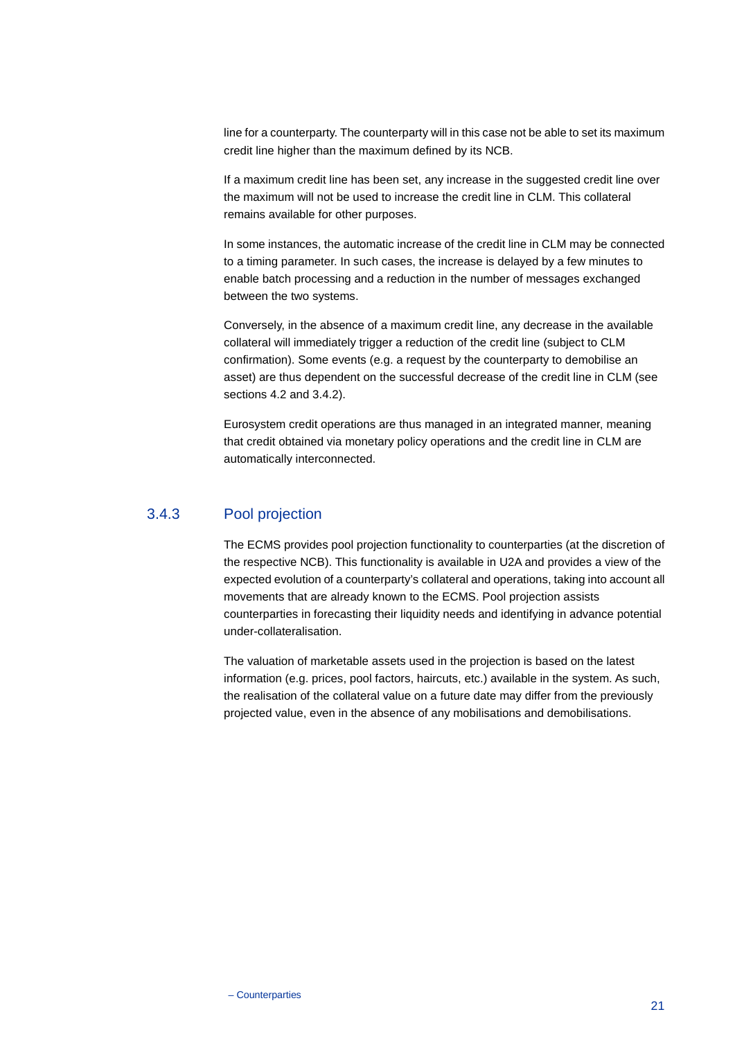line for a counterparty. The counterparty will in this case not be able to set its maximum credit line higher than the maximum defined by its NCB.

If a maximum credit line has been set, any increase in the suggested credit line over the maximum will not be used to increase the credit line in CLM. This collateral remains available for other purposes.

In some instances, the automatic increase of the credit line in CLM may be connected to a timing parameter. In such cases, the increase is delayed by a few minutes to enable batch processing and a reduction in the number of messages exchanged between the two systems.

Conversely, in the absence of a maximum credit line, any decrease in the available collateral will immediately trigger a reduction of the credit line (subject to CLM confirmation). Some events (e.g. a request by the counterparty to demobilise an asset) are thus dependent on the successful decrease of the credit line in CLM (see sections 4.2 and 3.4.2).

Eurosystem credit operations are thus managed in an integrated manner, meaning that credit obtained via monetary policy operations and the credit line in CLM are automatically interconnected.

### 3.4.3 Pool projection

The ECMS provides pool projection functionality to counterparties (at the discretion of the respective NCB). This functionality is available in U2A and provides a view of the expected evolution of a counterparty's collateral and operations, taking into account all movements that are already known to the ECMS. Pool projection assists counterparties in forecasting their liquidity needs and identifying in advance potential under-collateralisation.

The valuation of marketable assets used in the projection is based on the latest information (e.g. prices, pool factors, haircuts, etc.) available in the system. As such, the realisation of the collateral value on a future date may differ from the previously projected value, even in the absence of any mobilisations and demobilisations.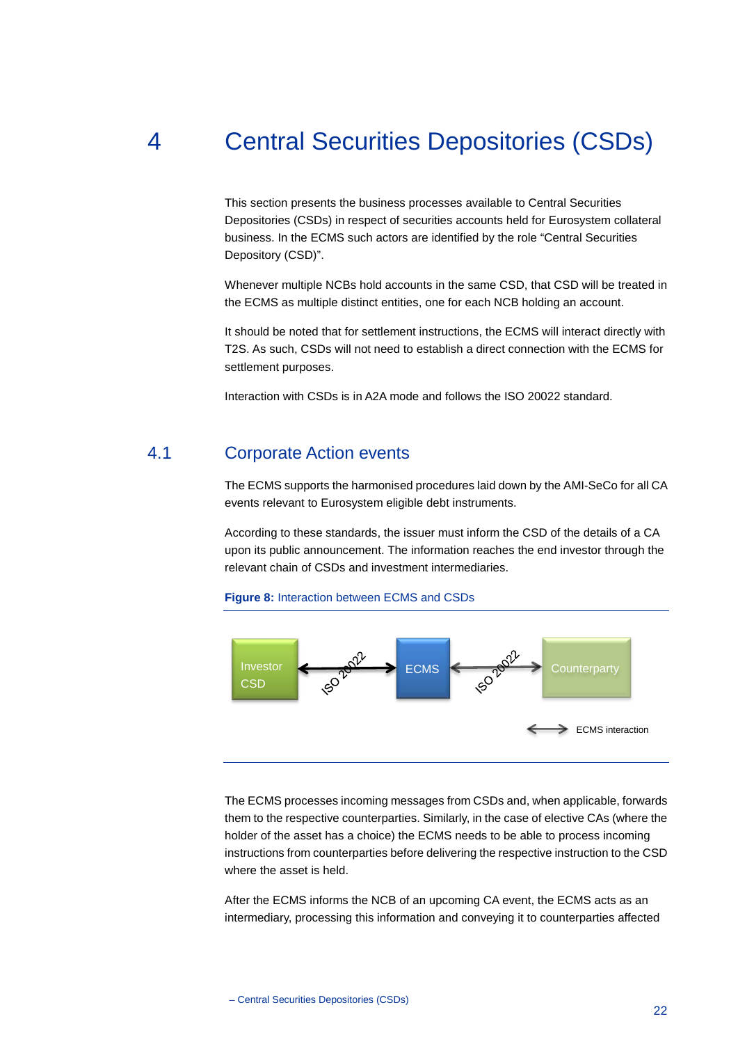# 4 Central Securities Depositories (CSDs)

This section presents the business processes available to Central Securities Depositories (CSDs) in respect of securities accounts held for Eurosystem collateral business. In the ECMS such actors are identified by the role "Central Securities Depository (CSD)".

Whenever multiple NCBs hold accounts in the same CSD, that CSD will be treated in the ECMS as multiple distinct entities, one for each NCB holding an account.

It should be noted that for settlement instructions, the ECMS will interact directly with T2S. As such, CSDs will not need to establish a direct connection with the ECMS for settlement purposes.

Interaction with CSDs is in A2A mode and follows the ISO 20022 standard.

## 4.1 Corporate Action events

The ECMS supports the harmonised procedures laid down by the AMI-SeCo for all CA events relevant to Eurosystem eligible debt instruments.

According to these standards, the issuer must inform the CSD of the details of a CA upon its public announcement. The information reaches the end investor through the relevant chain of CSDs and investment intermediaries.

**Figure 8:** Interaction between ECMS and CSDs

Investor CSD ⟷ (ISO 20022) ⟷ ECMS ⟷ (ISO 20022) ⟷ Counterparty

⟷ ECMS interaction

The ECMS processes incoming messages from CSDs and, when applicable, forwards them to the respective counterparties. Similarly, in the case of elective CAs (where the holder of the asset has a choice) the ECMS needs to be able to process incoming instructions from counterparties before delivering the respective instruction to the CSD where the asset is held.

After the ECMS informs the NCB of an upcoming CA event, the ECMS acts as an intermediary, processing this information and conveying it to counterparties affected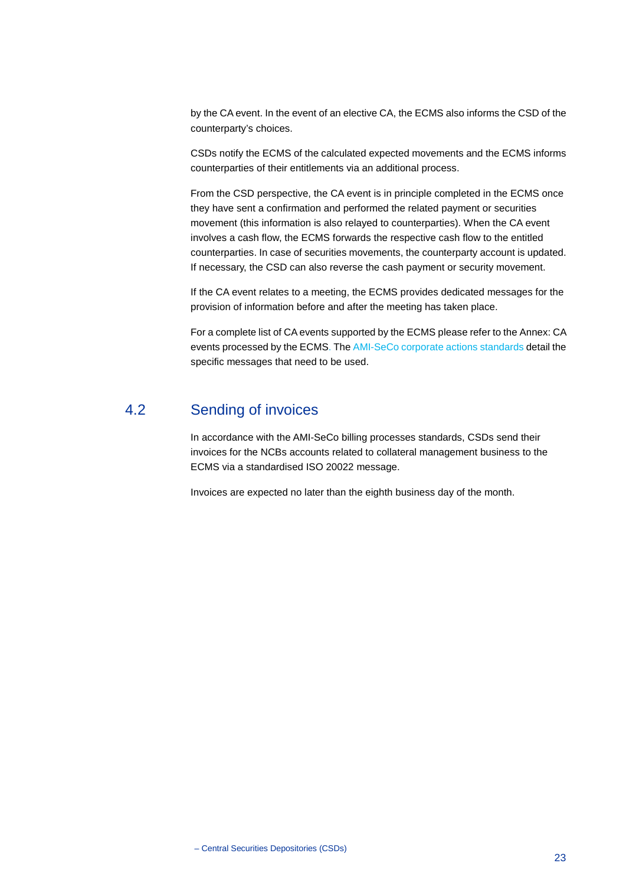by the CA event. In the event of an elective CA, the ECMS also informs the CSD of the counterparty's choices.

CSDs notify the ECMS of the calculated expected movements and the ECMS informs counterparties of their entitlements via an additional process.

From the CSD perspective, the CA event is in principle completed in the ECMS once they have sent a confirmation and performed the related payment or securities movement (this information is also relayed to counterparties). When the CA event involves a cash flow, the ECMS forwards the respective cash flow to the entitled counterparties. In case of securities movements, the counterparty account is updated. If necessary, the CSD can also reverse the cash payment or security movement.

If the CA event relates to a meeting, the ECMS provides dedicated messages for the provision of information before and after the meeting has taken place.

For a complete list of CA events supported by the ECMS please refer to the Annex: CA events processed by the ECMS. The AMI-SeCo corporate actions standards detail the specific messages that need to be used.

## 4.2 Sending of invoices

In accordance with the AMI-SeCo billing processes standards, CSDs send their invoices for the NCBs accounts related to collateral management business to the ECMS via a standardised ISO 20022 message.

Invoices are expected no later than the eighth business day of the month.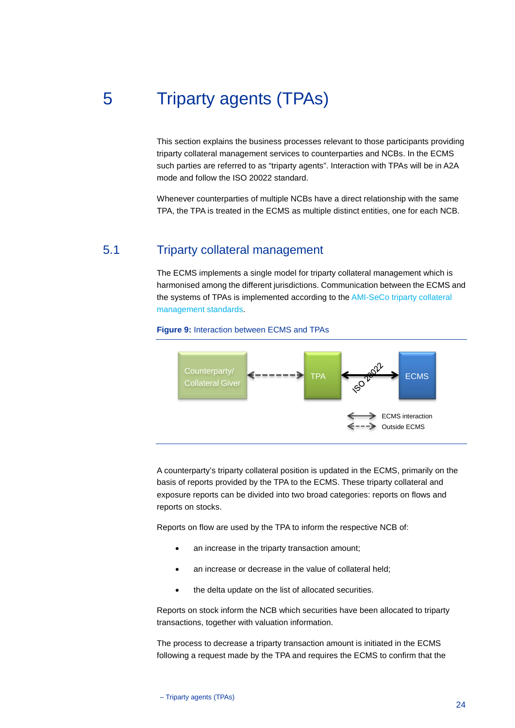# 5 Triparty agents (TPAs)

This section explains the business processes relevant to those participants providing triparty collateral management services to counterparties and NCBs. In the ECMS such parties are referred to as "triparty agents". Interaction with TPAs will be in A2A mode and follow the ISO 20022 standard.

Whenever counterparties of multiple NCBs have a direct relationship with the same TPA, the TPA is treated in the ECMS as multiple distinct entities, one for each NCB.

## 5.1 Triparty collateral management

The ECMS implements a single model for triparty collateral management which is harmonised among the different jurisdictions. Communication between the ECMS and the systems of TPAs is implemented according to the AMI-SeCo triparty collateral management standards.

**Figure 9:** Interaction between ECMS and TPAs

Counterparty/ Collateral Giver ⟷ TPA ⟷ ISO 20022 ⟷ ECMS

ECMS interaction

Outside ECMS

A counterparty's triparty collateral position is updated in the ECMS, primarily on the basis of reports provided by the TPA to the ECMS. These triparty collateral and exposure reports can be divided into two broad categories: reports on flows and reports on stocks.

Reports on flow are used by the TPA to inform the respective NCB of:

- an increase in the triparty transaction amount;
- an increase or decrease in the value of collateral held;
- the delta update on the list of allocated securities.

Reports on stock inform the NCB which securities have been allocated to triparty transactions, together with valuation information.

The process to decrease a triparty transaction amount is initiated in the ECMS following a request made by the TPA and requires the ECMS to confirm that the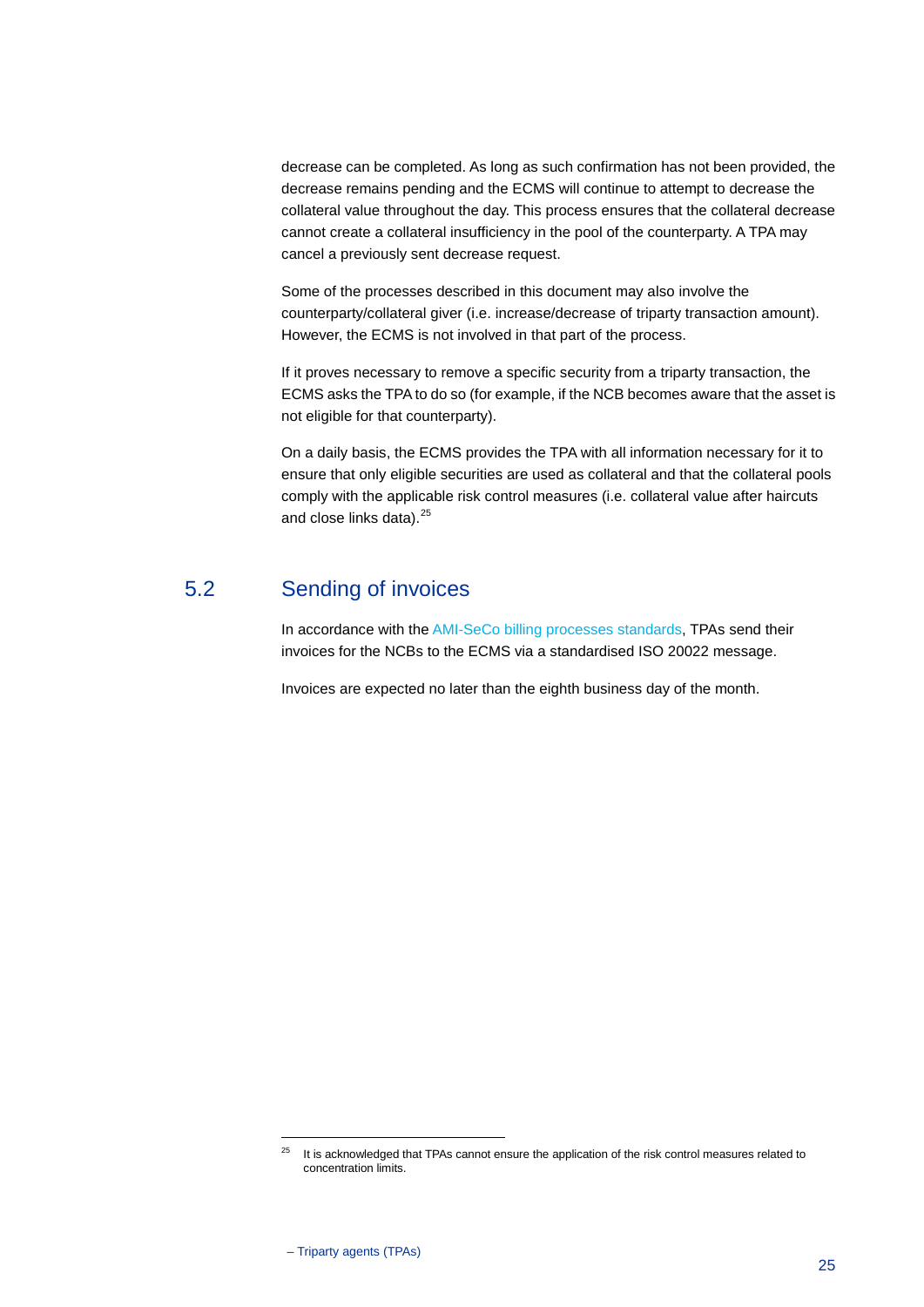decrease can be completed. As long as such confirmation has not been provided, the decrease remains pending and the ECMS will continue to attempt to decrease the collateral value throughout the day. This process ensures that the collateral decrease cannot create a collateral insufficiency in the pool of the counterparty. A TPA may cancel a previously sent decrease request.

Some of the processes described in this document may also involve the counterparty/collateral giver (i.e. increase/decrease of triparty transaction amount). However, the ECMS is not involved in that part of the process.

If it proves necessary to remove a specific security from a triparty transaction, the ECMS asks the TPA to do so (for example, if the NCB becomes aware that the asset is not eligible for that counterparty).

On a daily basis, the ECMS provides the TPA with all information necessary for it to ensure that only eligible securities are used as collateral and that the collateral pools comply with the applicable risk control measures (i.e. collateral value after haircuts and close links data).[25]

## 5.2 Sending of invoices

In accordance with the AMI-SeCo billing processes standards, TPAs send their invoices for the NCBs to the ECMS via a standardised ISO 20022 message.

Invoices are expected no later than the eighth business day of the month.

[25] It is acknowledged that TPAs cannot ensure the application of the risk control measures related to concentration limits.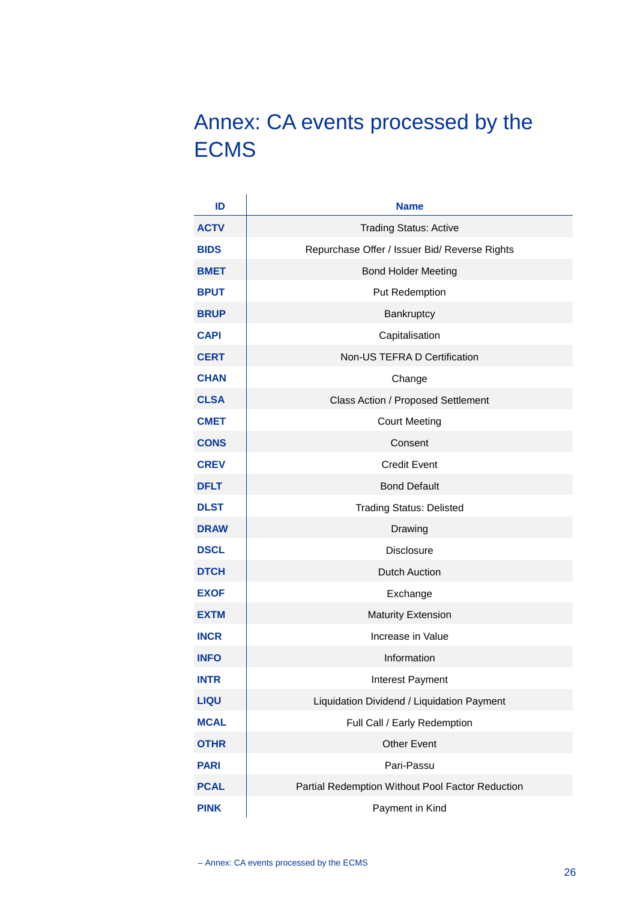# Annex: CA events processed by the ECMS

| ID | Name |
|---|---|
| **ACTV** | Trading Status: Active |
| **BIDS** | Repurchase Offer / Issuer Bid/ Reverse Rights |
| **BMET** | Bond Holder Meeting |
| **BPUT** | Put Redemption |
| **BRUP** | Bankruptcy |
| **CAPI** | Capitalisation |
| **CERT** | Non-US TEFRA D Certification |
| **CHAN** | Change |
| **CLSA** | Class Action / Proposed Settlement |
| **CMET** | Court Meeting |
| **CONS** | Consent |
| **CREV** | Credit Event |
| **DFLT** | Bond Default |
| **DLST** | Trading Status: Delisted |
| **DRAW** | Drawing |
| **DSCL** | Disclosure |
| **DTCH** | Dutch Auction |
| **EXOF** | Exchange |
| **EXTM** | Maturity Extension |
| **INCR** | Increase in Value |
| **INFO** | Information |
| **INTR** | Interest Payment |
| **LIQU** | Liquidation Dividend / Liquidation Payment |
| **MCAL** | Full Call / Early Redemption |
| **OTHR** | Other Event |
| **PARI** | Pari-Passu |
| **PCAL** | Partial Redemption Without Pool Factor Reduction |
| **PINK** | Payment in Kind |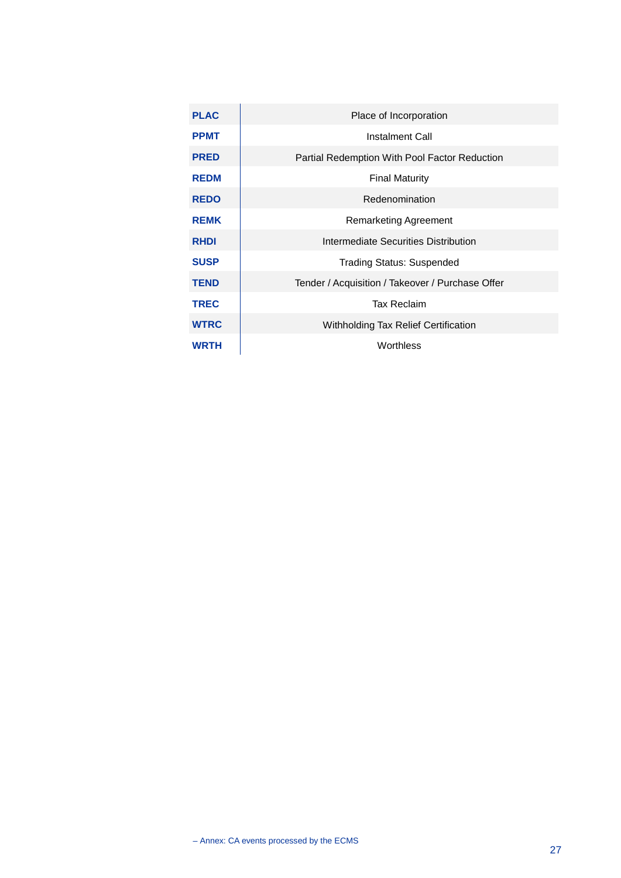| | |
|---|---|
| **PLAC** | Place of Incorporation |
| **PPMT** | Instalment Call |
| **PRED** | Partial Redemption With Pool Factor Reduction |
| **REDM** | Final Maturity |
| **REDO** | Redenomination |
| **REMK** | Remarketing Agreement |
| **RHDI** | Intermediate Securities Distribution |
| **SUSP** | Trading Status: Suspended |
| **TEND** | Tender / Acquisition / Takeover / Purchase Offer |
| **TREC** | Tax Reclaim |
| **WTRC** | Withholding Tax Relief Certification |
| **WRTH** | Worthless |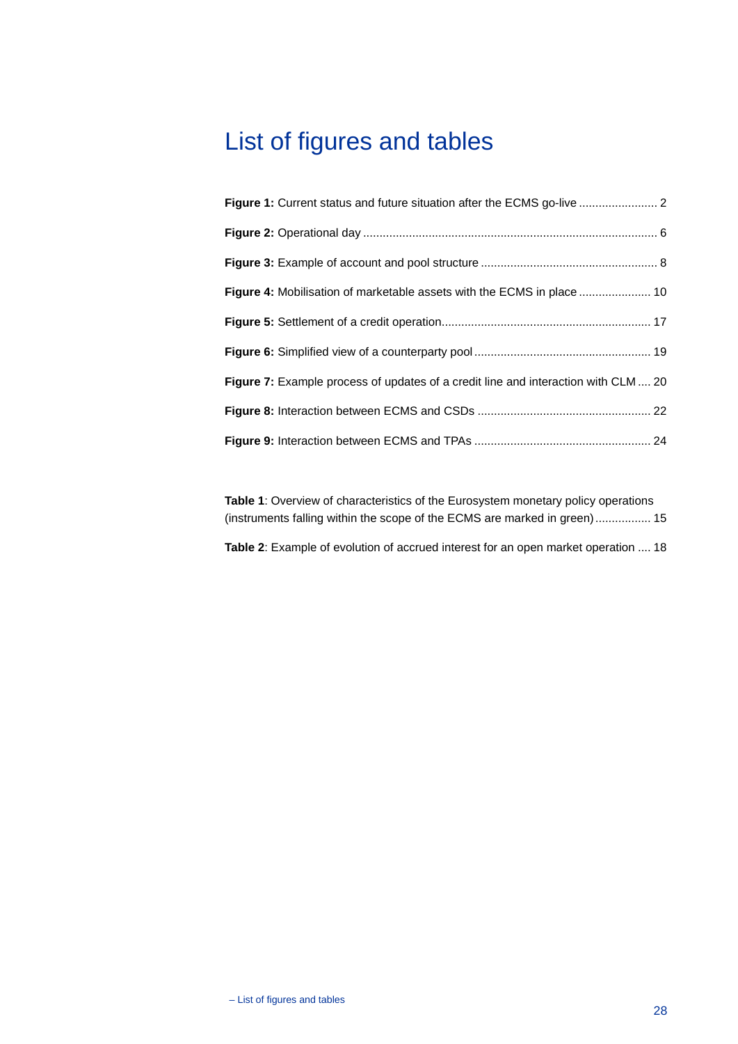# List of figures and tables

**Figure 1:** Current status and future situation after the ECMS go-live ........................ 2

**Figure 2:** Operational day ......................................................................................... 6

**Figure 3:** Example of account and pool structure ..................................................... 8

**Figure 4:** Mobilisation of marketable assets with the ECMS in place ...................... 10

**Figure 5:** Settlement of a credit operation............................................................... 17

**Figure 6:** Simplified view of a counterparty pool ..................................................... 19

**Figure 7:** Example process of updates of a credit line and interaction with CLM .... 20

**Figure 8:** Interaction between ECMS and CSDs .................................................... 22

**Figure 9:** Interaction between ECMS and TPAs ..................................................... 24

**Table 1**: Overview of characteristics of the Eurosystem monetary policy operations (instruments falling within the scope of the ECMS are marked in green)................. 15

**Table 2**: Example of evolution of accrued interest for an open market operation .... 18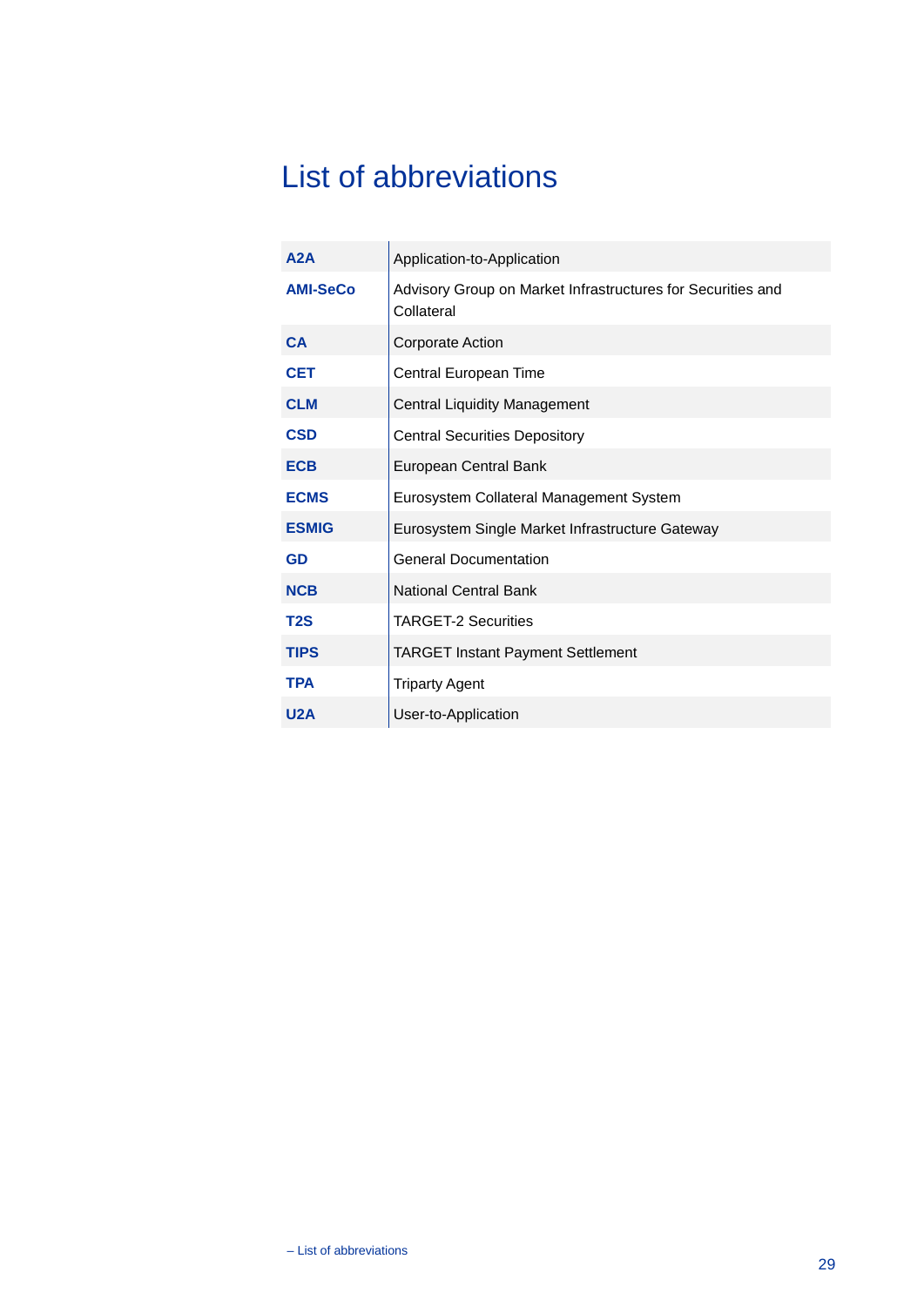# List of abbreviations

| | |
|---|---|
| **A2A** | Application-to-Application |
| **AMI-SeCo** | Advisory Group on Market Infrastructures for Securities and Collateral |
| **CA** | Corporate Action |
| **CET** | Central European Time |
| **CLM** | Central Liquidity Management |
| **CSD** | Central Securities Depository |
| **ECB** | European Central Bank |
| **ECMS** | Eurosystem Collateral Management System |
| **ESMIG** | Eurosystem Single Market Infrastructure Gateway |
| **GD** | General Documentation |
| **NCB** | National Central Bank |
| **T2S** | TARGET-2 Securities |
| **TIPS** | TARGET Instant Payment Settlement |
| **TPA** | Triparty Agent |
| **U2A** | User-to-Application |